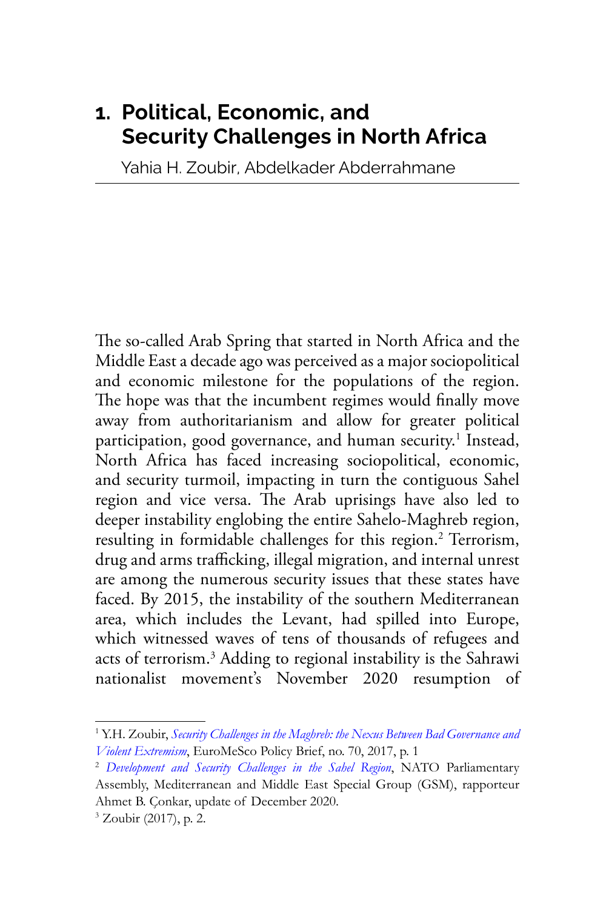# 1. Political, Economic, and Security Challenges in North Africa

Yahia H. Zoubir, Abdelkader Abderrahmane

The so-called Arab Spring that started in North Africa and the Middle East a decade ago was perceived as a major sociopolitical and economic milestone for the populations of the region. The hope was that the incumbent regimes would finally move away from authoritarianism and allow for greater political participation, good governance, and human security.[1] Instead, North Africa has faced increasing sociopolitical, economic, and security turmoil, impacting in turn the contiguous Sahel region and vice versa. The Arab uprisings have also led to deeper instability englobing the entire Sahelo-Maghreb region, resulting in formidable challenges for this region.[2] Terrorism, drug and arms trafficking, illegal migration, and internal unrest are among the numerous security issues that these states have faced. By 2015, the instability of the southern Mediterranean area, which includes the Levant, had spilled into Europe, which witnessed waves of tens of thousands of refugees and acts of terrorism.[3] Adding to regional instability is the Sahrawi nationalist movement's November 2020 resumption of

---

[1] Y.H. Zoubir, *Security Challenges in the Maghreb: the Nexus Between Bad Governance and Violent Extremism*, EuroMeSco Policy Brief, no. 70, 2017, p. 1

[2] *Development and Security Challenges in the Sahel Region*, NATO Parliamentary Assembly, Mediterranean and Middle East Special Group (GSM), rapporteur Ahmet B. Çonkar, update of December 2020.

[3] Zoubir (2017), p. 2.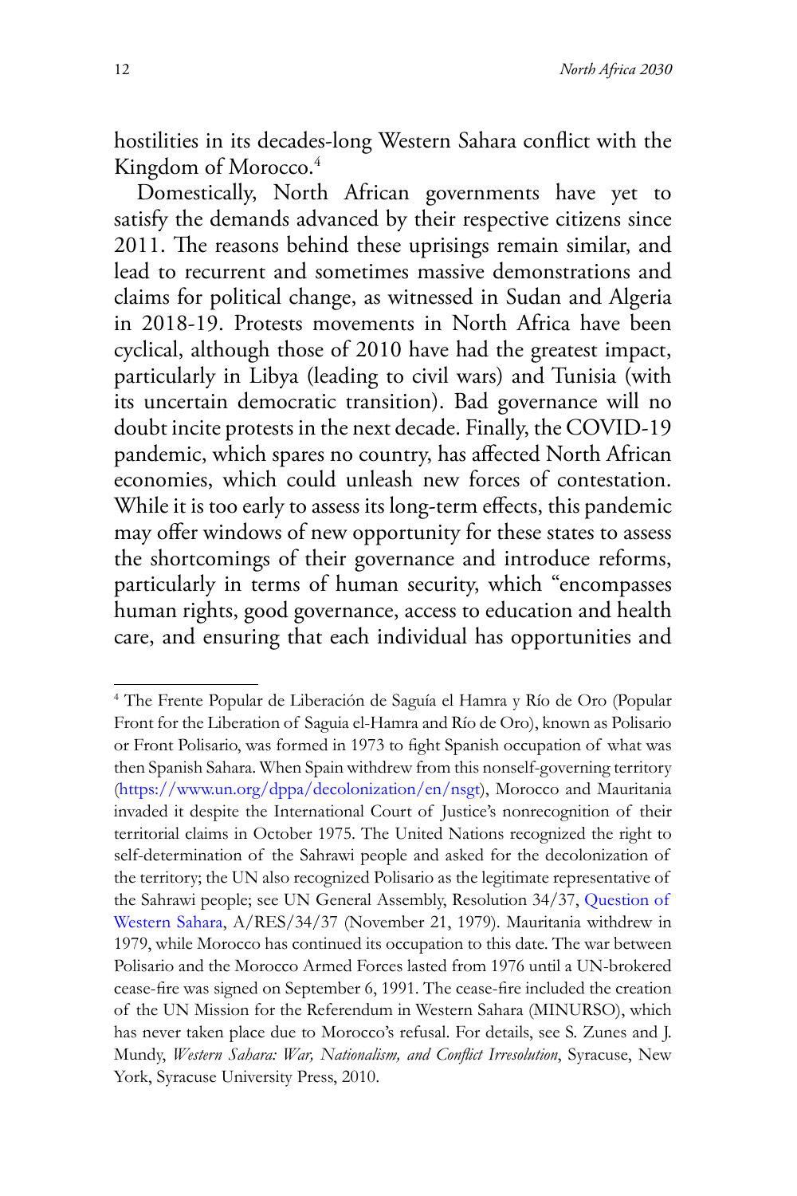hostilities in its decades-long Western Sahara conflict with the Kingdom of Morocco.[4]

Domestically, North African governments have yet to satisfy the demands advanced by their respective citizens since 2011. The reasons behind these uprisings remain similar, and lead to recurrent and sometimes massive demonstrations and claims for political change, as witnessed in Sudan and Algeria in 2018-19. Protests movements in North Africa have been cyclical, although those of 2010 have had the greatest impact, particularly in Libya (leading to civil wars) and Tunisia (with its uncertain democratic transition). Bad governance will no doubt incite protests in the next decade. Finally, the COVID-19 pandemic, which spares no country, has affected North African economies, which could unleash new forces of contestation. While it is too early to assess its long-term effects, this pandemic may offer windows of new opportunity for these states to assess the shortcomings of their governance and introduce reforms, particularly in terms of human security, which "encompasses human rights, good governance, access to education and health care, and ensuring that each individual has opportunities and

---

[4] The Frente Popular de Liberación de Saguía el Hamra y Río de Oro (Popular Front for the Liberation of Saguia el-Hamra and Río de Oro), known as Polisario or Front Polisario, was formed in 1973 to fight Spanish occupation of what was then Spanish Sahara. When Spain withdrew from this nonself-governing territory (https://www.un.org/dppa/decolonization/en/nsgt), Morocco and Mauritania invaded it despite the International Court of Justice's nonrecognition of their territorial claims in October 1975. The United Nations recognized the right to self-determination of the Sahrawi people and asked for the decolonization of the territory; the UN also recognized Polisario as the legitimate representative of the Sahrawi people; see UN General Assembly, Resolution 34/37, Question of Western Sahara, A/RES/34/37 (November 21, 1979). Mauritania withdrew in 1979, while Morocco has continued its occupation to this date. The war between Polisario and the Morocco Armed Forces lasted from 1976 until a UN-brokered cease-fire was signed on September 6, 1991. The cease-fire included the creation of the UN Mission for the Referendum in Western Sahara (MINURSO), which has never taken place due to Morocco's refusal. For details, see S. Zunes and J. Mundy, *Western Sahara: War, Nationalism, and Conflict Irresolution*, Syracuse, New York, Syracuse University Press, 2010.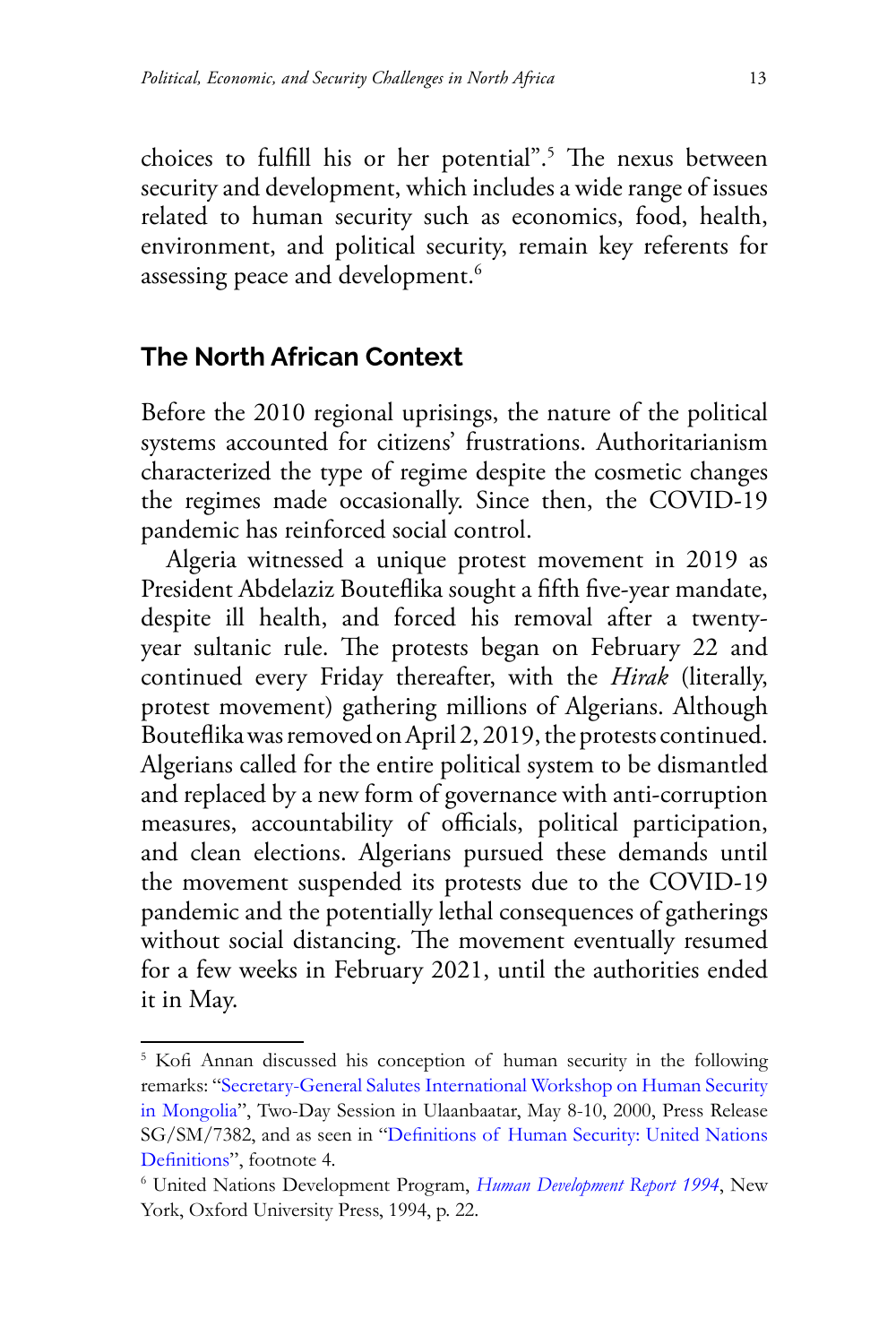choices to fulfill his or her potential".[5] The nexus between security and development, which includes a wide range of issues related to human security such as economics, food, health, environment, and political security, remain key referents for assessing peace and development.[6]

## The North African Context

Before the 2010 regional uprisings, the nature of the political systems accounted for citizens' frustrations. Authoritarianism characterized the type of regime despite the cosmetic changes the regimes made occasionally. Since then, the COVID-19 pandemic has reinforced social control.

Algeria witnessed a unique protest movement in 2019 as President Abdelaziz Bouteflika sought a fifth five-year mandate, despite ill health, and forced his removal after a twenty-year sultanic rule. The protests began on February 22 and continued every Friday thereafter, with the *Hirak* (literally, protest movement) gathering millions of Algerians. Although Bouteflika was removed on April 2, 2019, the protests continued. Algerians called for the entire political system to be dismantled and replaced by a new form of governance with anti-corruption measures, accountability of officials, political participation, and clean elections. Algerians pursued these demands until the movement suspended its protests due to the COVID-19 pandemic and the potentially lethal consequences of gatherings without social distancing. The movement eventually resumed for a few weeks in February 2021, until the authorities ended it in May.

---

[5] Kofi Annan discussed his conception of human security in the following remarks: "Secretary-General Salutes International Workshop on Human Security in Mongolia", Two-Day Session in Ulaanbaatar, May 8-10, 2000, Press Release SG/SM/7382, and as seen in "Definitions of Human Security: United Nations Definitions", footnote 4.

[6] United Nations Development Program, *Human Development Report 1994*, New York, Oxford University Press, 1994, p. 22.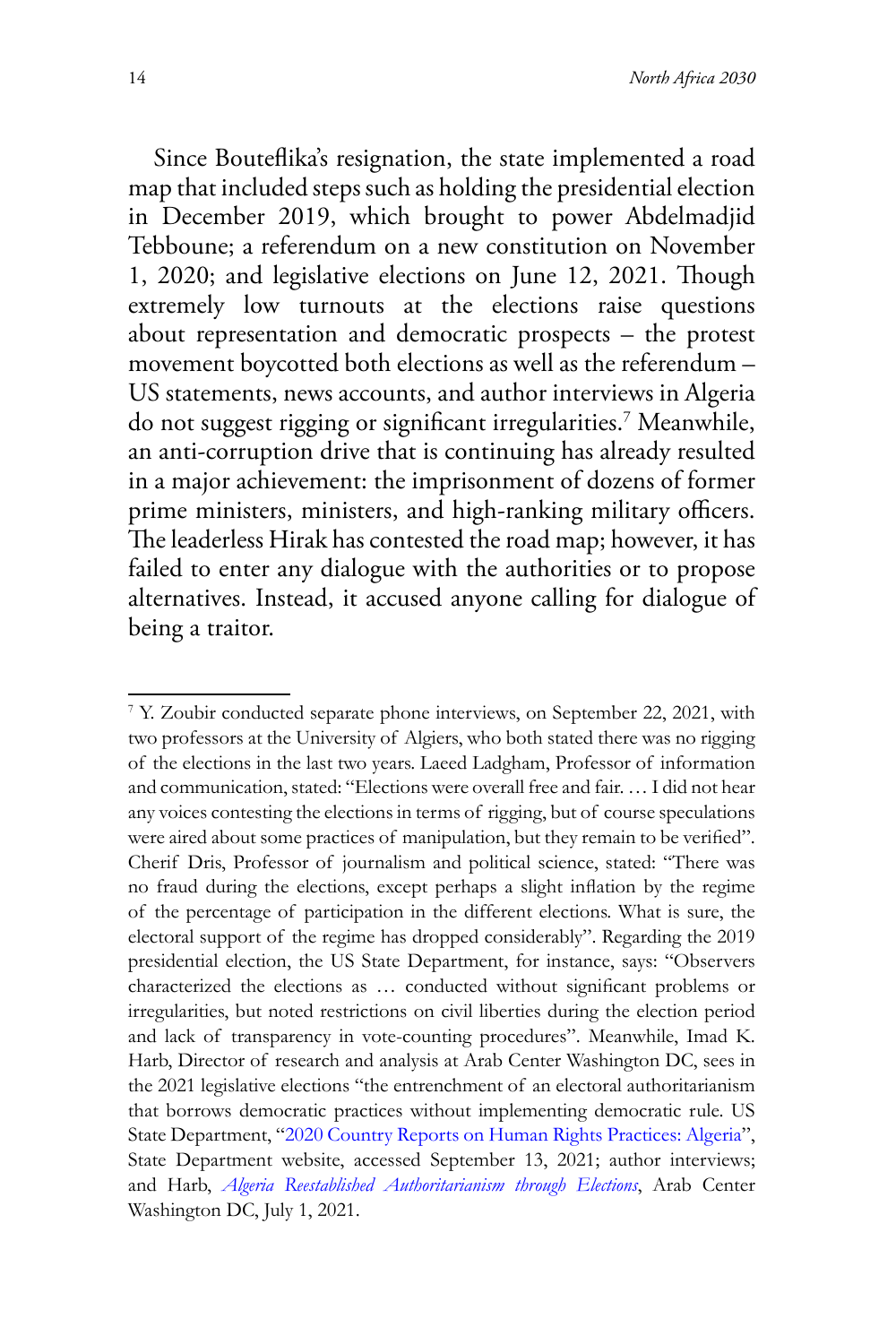Since Bouteflika's resignation, the state implemented a road map that included steps such as holding the presidential election in December 2019, which brought to power Abdelmadjid Tebboune; a referendum on a new constitution on November 1, 2020; and legislative elections on June 12, 2021. Though extremely low turnouts at the elections raise questions about representation and democratic prospects – the protest movement boycotted both elections as well as the referendum – US statements, news accounts, and author interviews in Algeria do not suggest rigging or significant irregularities.[7] Meanwhile, an anti-corruption drive that is continuing has already resulted in a major achievement: the imprisonment of dozens of former prime ministers, ministers, and high-ranking military officers. The leaderless Hirak has contested the road map; however, it has failed to enter any dialogue with the authorities or to propose alternatives. Instead, it accused anyone calling for dialogue of being a traitor.

---

[7] Y. Zoubir conducted separate phone interviews, on September 22, 2021, with two professors at the University of Algiers, who both stated there was no rigging of the elections in the last two years. Laeed Ladgham, Professor of information and communication, stated: "Elections were overall free and fair. … I did not hear any voices contesting the elections in terms of rigging, but of course speculations were aired about some practices of manipulation, but they remain to be verified". Cherif Dris, Professor of journalism and political science, stated: "There was no fraud during the elections, except perhaps a slight inflation by the regime of the percentage of participation in the different elections. What is sure, the electoral support of the regime has dropped considerably". Regarding the 2019 presidential election, the US State Department, for instance, says: "Observers characterized the elections as … conducted without significant problems or irregularities, but noted restrictions on civil liberties during the election period and lack of transparency in vote-counting procedures". Meanwhile, Imad K. Harb, Director of research and analysis at Arab Center Washington DC, sees in the 2021 legislative elections "the entrenchment of an electoral authoritarianism that borrows democratic practices without implementing democratic rule. US State Department, "2020 Country Reports on Human Rights Practices: Algeria", State Department website, accessed September 13, 2021; author interviews; and Harb, *Algeria Reestablished Authoritarianism through Elections*, Arab Center Washington DC, July 1, 2021.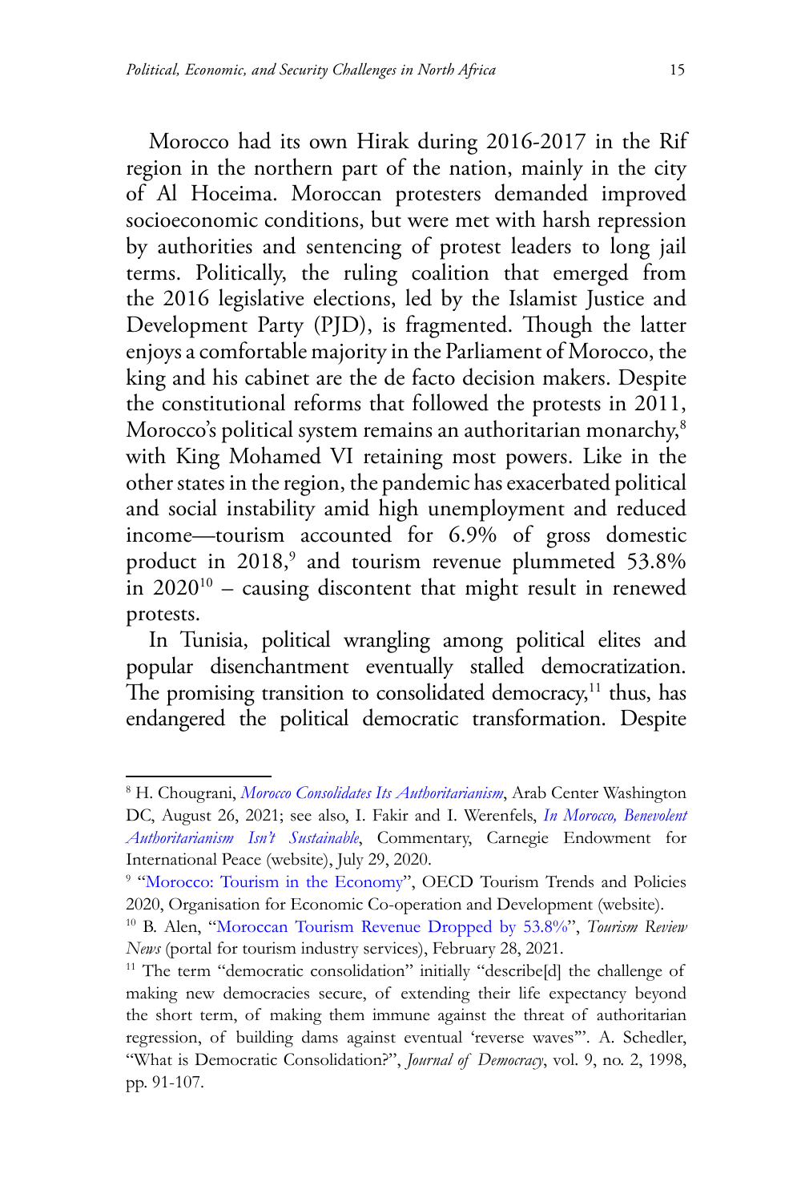Morocco had its own Hirak during 2016-2017 in the Rif region in the northern part of the nation, mainly in the city of Al Hoceima. Moroccan protesters demanded improved socioeconomic conditions, but were met with harsh repression by authorities and sentencing of protest leaders to long jail terms. Politically, the ruling coalition that emerged from the 2016 legislative elections, led by the Islamist Justice and Development Party (PJD), is fragmented. Though the latter enjoys a comfortable majority in the Parliament of Morocco, the king and his cabinet are the de facto decision makers. Despite the constitutional reforms that followed the protests in 2011, Morocco's political system remains an authoritarian monarchy,[8] with King Mohamed VI retaining most powers. Like in the other states in the region, the pandemic has exacerbated political and social instability amid high unemployment and reduced income—tourism accounted for 6.9% of gross domestic product in 2018,[9] and tourism revenue plummeted 53.8% in 2020[10] – causing discontent that might result in renewed protests.

In Tunisia, political wrangling among political elites and popular disenchantment eventually stalled democratization. The promising transition to consolidated democracy,[11] thus, has endangered the political democratic transformation. Despite

---

[8] H. Chougrani, *Morocco Consolidates Its Authoritarianism*, Arab Center Washington DC, August 26, 2021; see also, I. Fakir and I. Werenfels, *In Morocco, Benevolent Authoritarianism Isn't Sustainable*, Commentary, Carnegie Endowment for International Peace (website), July 29, 2020.

[9] "Morocco: Tourism in the Economy", OECD Tourism Trends and Policies 2020, Organisation for Economic Co-operation and Development (website).

[10] B. Alen, "Moroccan Tourism Revenue Dropped by 53.8%", *Tourism Review News* (portal for tourism industry services), February 28, 2021.

[11] The term "democratic consolidation" initially "describe[d] the challenge of making new democracies secure, of extending their life expectancy beyond the short term, of making them immune against the threat of authoritarian regression, of building dams against eventual 'reverse waves'". A. Schedler, "What is Democratic Consolidation?", *Journal of Democracy*, vol. 9, no. 2, 1998, pp. 91-107.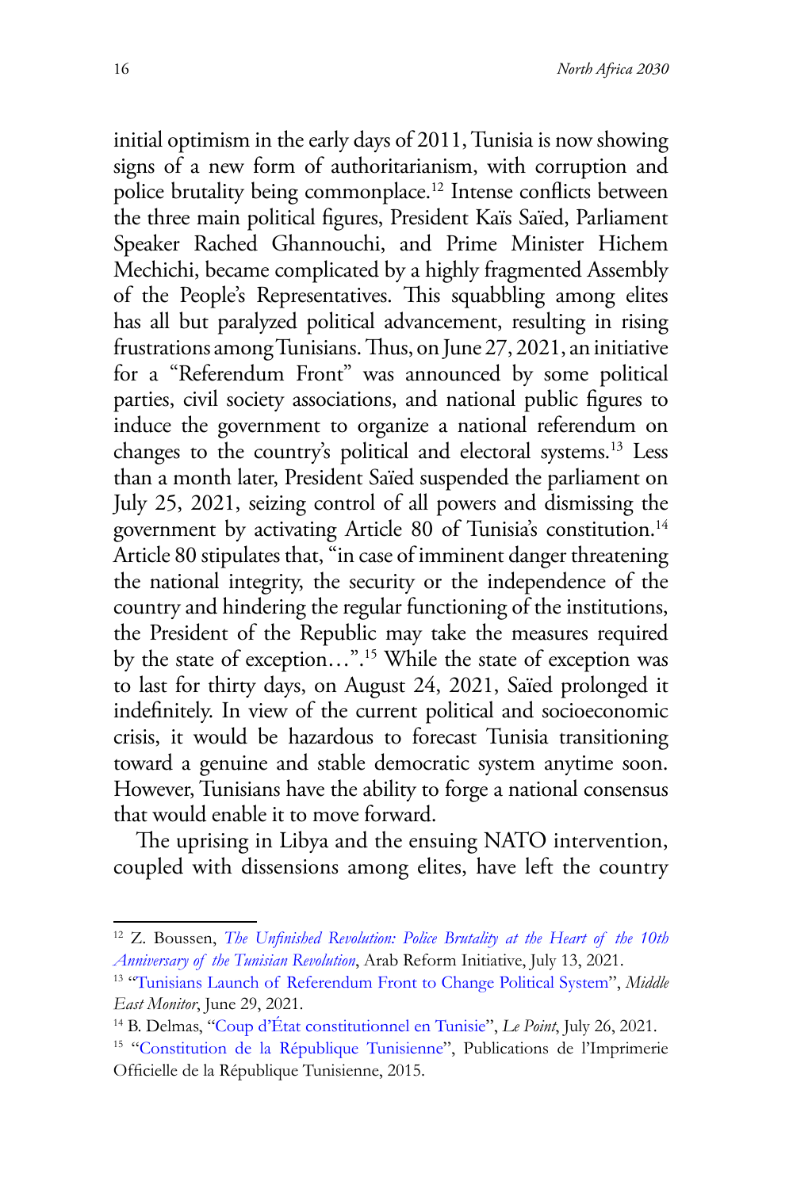initial optimism in the early days of 2011, Tunisia is now showing signs of a new form of authoritarianism, with corruption and police brutality being commonplace.[12] Intense conflicts between the three main political figures, President Kaïs Saïed, Parliament Speaker Rached Ghannouchi, and Prime Minister Hichem Mechichi, became complicated by a highly fragmented Assembly of the People's Representatives. This squabbling among elites has all but paralyzed political advancement, resulting in rising frustrations among Tunisians. Thus, on June 27, 2021, an initiative for a "Referendum Front" was announced by some political parties, civil society associations, and national public figures to induce the government to organize a national referendum on changes to the country's political and electoral systems.[13] Less than a month later, President Saïed suspended the parliament on July 25, 2021, seizing control of all powers and dismissing the government by activating Article 80 of Tunisia's constitution.[14] Article 80 stipulates that, "in case of imminent danger threatening the national integrity, the security or the independence of the country and hindering the regular functioning of the institutions, the President of the Republic may take the measures required by the state of exception…".[15] While the state of exception was to last for thirty days, on August 24, 2021, Saïed prolonged it indefinitely. In view of the current political and socioeconomic crisis, it would be hazardous to forecast Tunisia transitioning toward a genuine and stable democratic system anytime soon. However, Tunisians have the ability to forge a national consensus that would enable it to move forward.

The uprising in Libya and the ensuing NATO intervention, coupled with dissensions among elites, have left the country

---

[12] Z. Boussen, *The Unfinished Revolution: Police Brutality at the Heart of the 10th Anniversary of the Tunisian Revolution*, Arab Reform Initiative, July 13, 2021.

[13] "Tunisians Launch of Referendum Front to Change Political System", *Middle East Monitor*, June 29, 2021.

[14] B. Delmas, "Coup d'État constitutionnel en Tunisie", *Le Point*, July 26, 2021.

[15] "Constitution de la République Tunisienne", Publications de l'Imprimerie Officielle de la République Tunisienne, 2015.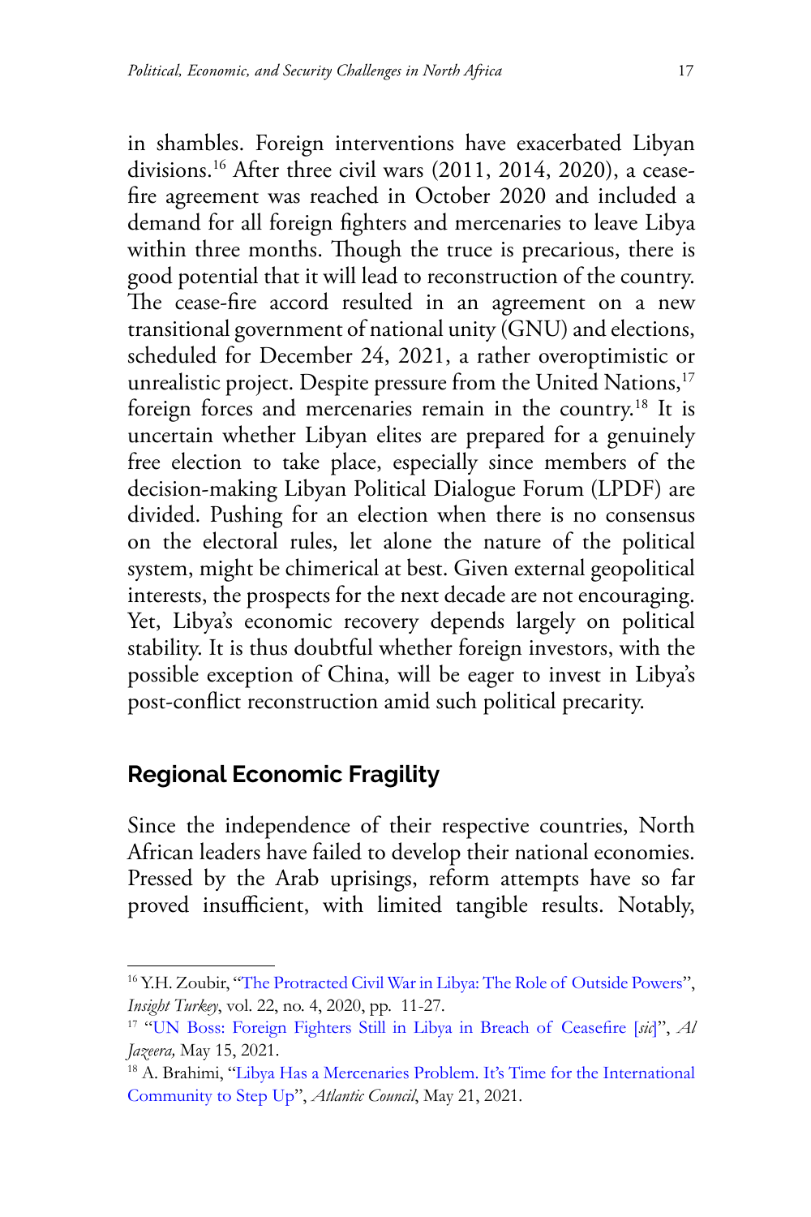in shambles. Foreign interventions have exacerbated Libyan divisions.[16] After three civil wars (2011, 2014, 2020), a cease-fire agreement was reached in October 2020 and included a demand for all foreign fighters and mercenaries to leave Libya within three months. Though the truce is precarious, there is good potential that it will lead to reconstruction of the country. The cease-fire accord resulted in an agreement on a new transitional government of national unity (GNU) and elections, scheduled for December 24, 2021, a rather overoptimistic or unrealistic project. Despite pressure from the United Nations,[17] foreign forces and mercenaries remain in the country.[18] It is uncertain whether Libyan elites are prepared for a genuinely free election to take place, especially since members of the decision-making Libyan Political Dialogue Forum (LPDF) are divided. Pushing for an election when there is no consensus on the electoral rules, let alone the nature of the political system, might be chimerical at best. Given external geopolitical interests, the prospects for the next decade are not encouraging. Yet, Libya's economic recovery depends largely on political stability. It is thus doubtful whether foreign investors, with the possible exception of China, will be eager to invest in Libya's post-conflict reconstruction amid such political precarity.

## Regional Economic Fragility

Since the independence of their respective countries, North African leaders have failed to develop their national economies. Pressed by the Arab uprisings, reform attempts have so far proved insufficient, with limited tangible results. Notably,

---

[16] Y.H. Zoubir, "The Protracted Civil War in Libya: The Role of Outside Powers", *Insight Turkey*, vol. 22, no. 4, 2020, pp. 11-27.

[17] "UN Boss: Foreign Fighters Still in Libya in Breach of Ceasefire [*sic*]", *Al Jazeera,* May 15, 2021.

[18] A. Brahimi, "Libya Has a Mercenaries Problem. It's Time for the International Community to Step Up", *Atlantic Council*, May 21, 2021.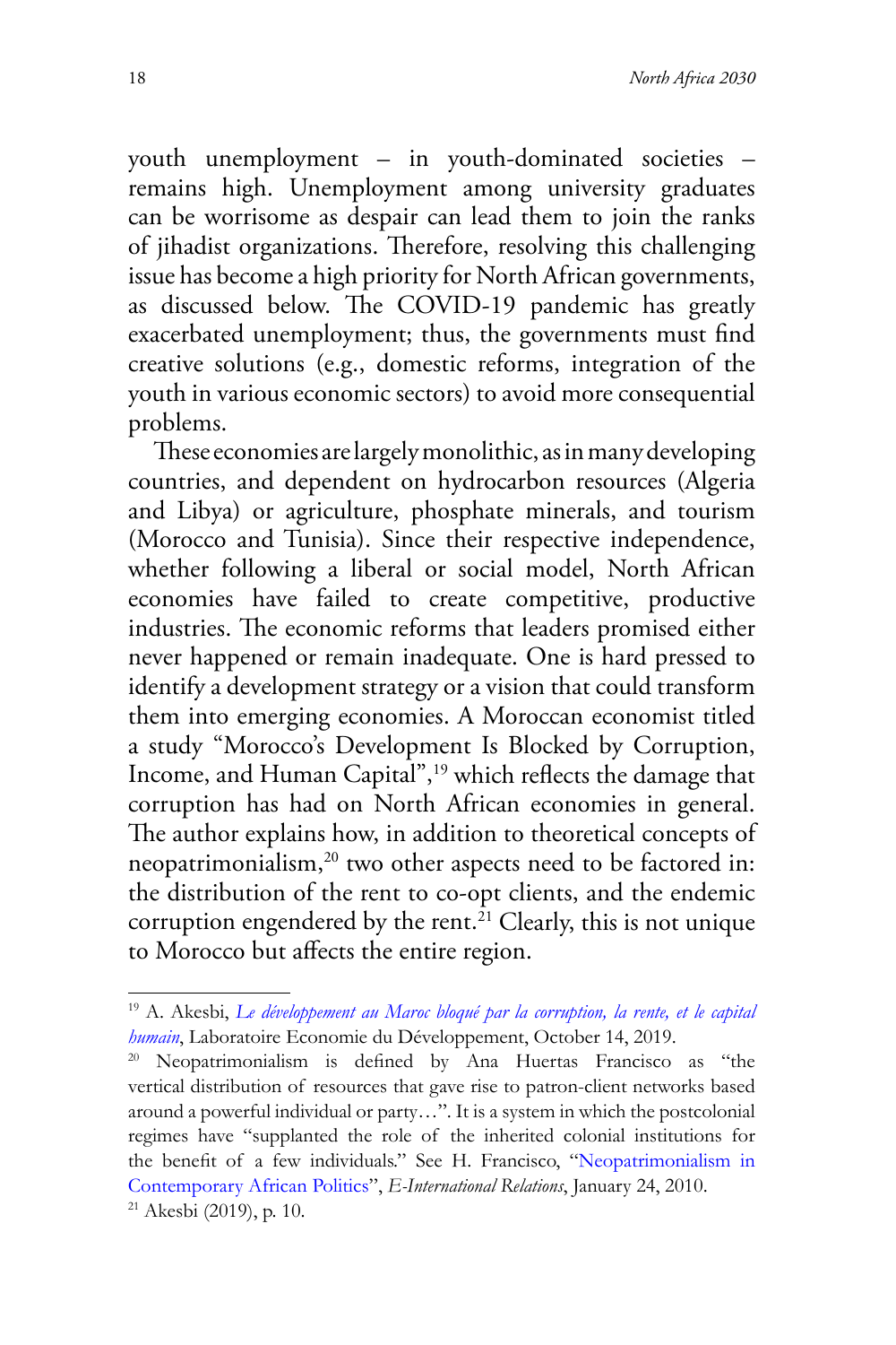youth unemployment – in youth-dominated societies – remains high. Unemployment among university graduates can be worrisome as despair can lead them to join the ranks of jihadist organizations. Therefore, resolving this challenging issue has become a high priority for North African governments, as discussed below. The COVID-19 pandemic has greatly exacerbated unemployment; thus, the governments must find creative solutions (e.g., domestic reforms, integration of the youth in various economic sectors) to avoid more consequential problems.

These economies are largely monolithic, as in many developing countries, and dependent on hydrocarbon resources (Algeria and Libya) or agriculture, phosphate minerals, and tourism (Morocco and Tunisia). Since their respective independence, whether following a liberal or social model, North African economies have failed to create competitive, productive industries. The economic reforms that leaders promised either never happened or remain inadequate. One is hard pressed to identify a development strategy or a vision that could transform them into emerging economies. A Moroccan economist titled a study "Morocco's Development Is Blocked by Corruption, Income, and Human Capital",[19] which reflects the damage that corruption has had on North African economies in general. The author explains how, in addition to theoretical concepts of neopatrimonialism,[20] two other aspects need to be factored in: the distribution of the rent to co-opt clients, and the endemic corruption engendered by the rent.[21] Clearly, this is not unique to Morocco but affects the entire region.

---

[19] A. Akesbi, *Le développement au Maroc bloqué par la corruption, la rente, et le capital humain*, Laboratoire Economie du Développement, October 14, 2019.

[20] Neopatrimonialism is defined by Ana Huertas Francisco as "the vertical distribution of resources that gave rise to patron-client networks based around a powerful individual or party…". It is a system in which the postcolonial regimes have "supplanted the role of the inherited colonial institutions for the benefit of a few individuals." See H. Francisco, "Neopatrimonialism in Contemporary African Politics", *E-International Relations*, January 24, 2010.

[21] Akesbi (2019), p. 10.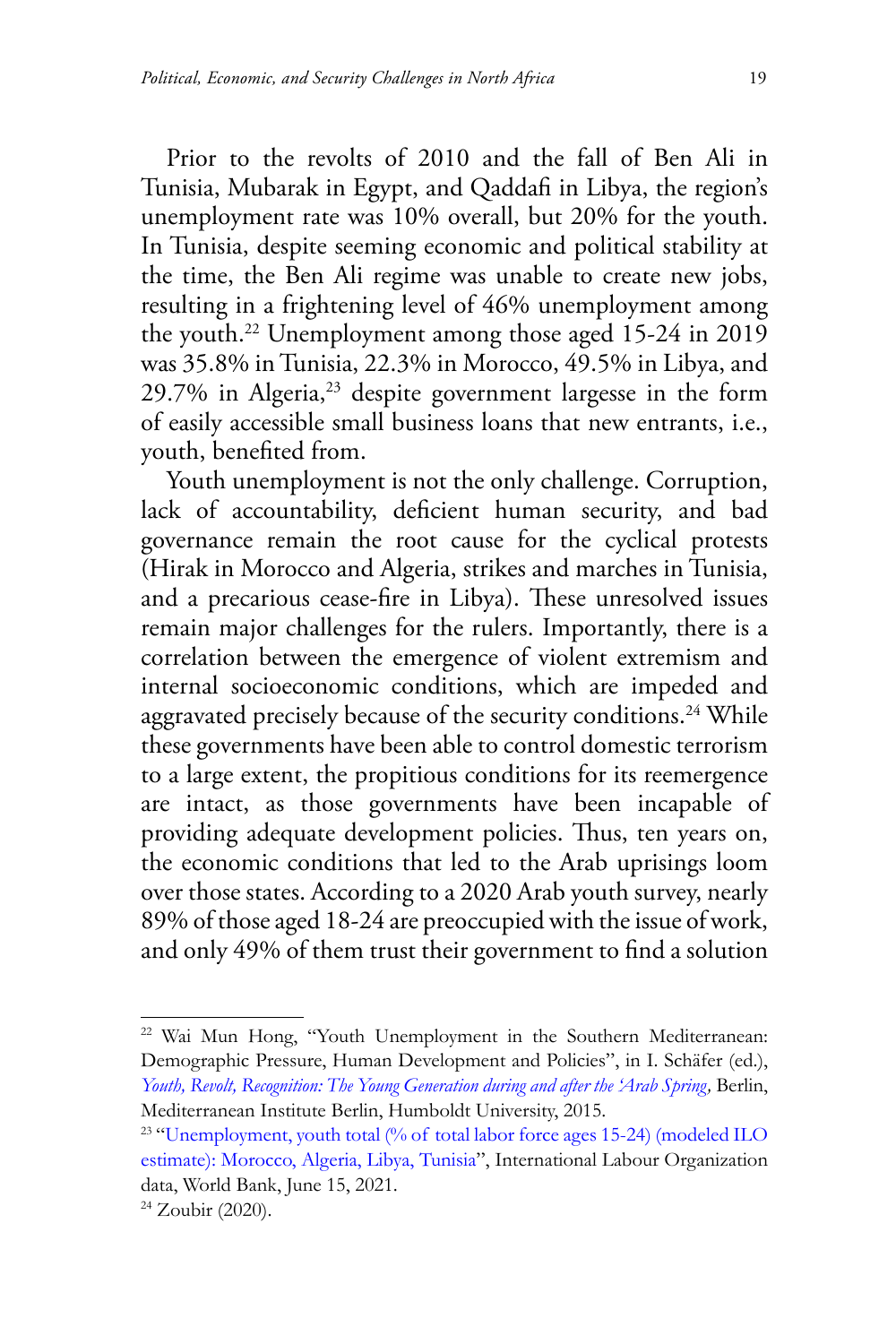Prior to the revolts of 2010 and the fall of Ben Ali in Tunisia, Mubarak in Egypt, and Qaddafi in Libya, the region's unemployment rate was 10% overall, but 20% for the youth. In Tunisia, despite seeming economic and political stability at the time, the Ben Ali regime was unable to create new jobs, resulting in a frightening level of 46% unemployment among the youth.[22] Unemployment among those aged 15-24 in 2019 was 35.8% in Tunisia, 22.3% in Morocco, 49.5% in Libya, and 29.7% in Algeria,[23] despite government largesse in the form of easily accessible small business loans that new entrants, i.e., youth, benefited from.

Youth unemployment is not the only challenge. Corruption, lack of accountability, deficient human security, and bad governance remain the root cause for the cyclical protests (Hirak in Morocco and Algeria, strikes and marches in Tunisia, and a precarious cease-fire in Libya). These unresolved issues remain major challenges for the rulers. Importantly, there is a correlation between the emergence of violent extremism and internal socioeconomic conditions, which are impeded and aggravated precisely because of the security conditions.[24] While these governments have been able to control domestic terrorism to a large extent, the propitious conditions for its reemergence are intact, as those governments have been incapable of providing adequate development policies. Thus, ten years on, the economic conditions that led to the Arab uprisings loom over those states. According to a 2020 Arab youth survey, nearly 89% of those aged 18-24 are preoccupied with the issue of work, and only 49% of them trust their government to find a solution

---

[22] Wai Mun Hong, "Youth Unemployment in the Southern Mediterranean: Demographic Pressure, Human Development and Policies", in I. Schäfer (ed.), *Youth, Revolt, Recognition: The Young Generation during and after the 'Arab Spring*, Berlin, Mediterranean Institute Berlin, Humboldt University, 2015.

[23] "Unemployment, youth total (% of total labor force ages 15-24) (modeled ILO estimate): Morocco, Algeria, Libya, Tunisia", International Labour Organization data, World Bank, June 15, 2021.

[24] Zoubir (2020).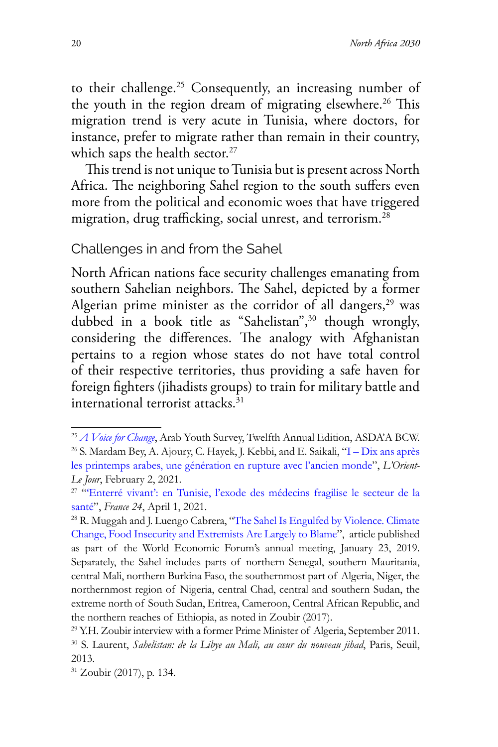to their challenge.[25] Consequently, an increasing number of the youth in the region dream of migrating elsewhere.[26] This migration trend is very acute in Tunisia, where doctors, for instance, prefer to migrate rather than remain in their country, which saps the health sector.[27]

This trend is not unique to Tunisia but is present across North Africa. The neighboring Sahel region to the south suffers even more from the political and economic woes that have triggered migration, drug trafficking, social unrest, and terrorism.[28]

## Challenges in and from the Sahel

North African nations face security challenges emanating from southern Sahelian neighbors. The Sahel, depicted by a former Algerian prime minister as the corridor of all dangers,[29] was dubbed in a book title as "Sahelistan",[30] though wrongly, considering the differences. The analogy with Afghanistan pertains to a region whose states do not have total control of their respective territories, thus providing a safe haven for foreign fighters (jihadists groups) to train for military battle and international terrorist attacks.[31]

---

[25] *A Voice for Change*, Arab Youth Survey, Twelfth Annual Edition, ASDA'A BCW.

[26] S. Mardam Bey, A. Ajoury, C. Hayek, J. Kebbi, and E. Saikali, "I – Dix ans après les printemps arabes, une génération en rupture avec l'ancien monde", *L'Orient-Le Jour*, February 2, 2021.

[27] "'Enterré vivant': en Tunisie, l'exode des médecins fragilise le secteur de la santé", *France 24*, April 1, 2021.

[28] R. Muggah and J. Luengo Cabrera, "The Sahel Is Engulfed by Violence. Climate Change, Food Insecurity and Extremists Are Largely to Blame", article published as part of the World Economic Forum's annual meeting, January 23, 2019. Separately, the Sahel includes parts of northern Senegal, southern Mauritania, central Mali, northern Burkina Faso, the southernmost part of Algeria, Niger, the northernmost region of Nigeria, central Chad, central and southern Sudan, the extreme north of South Sudan, Eritrea, Cameroon, Central African Republic, and the northern reaches of Ethiopia, as noted in Zoubir (2017).

[29] Y.H. Zoubir interview with a former Prime Minister of Algeria, September 2011.

[30] S. Laurent, *Sahelistan: de la Libye au Mali, au cœur du nouveau jihad*, Paris, Seuil, 2013.

[31] Zoubir (2017), p. 134.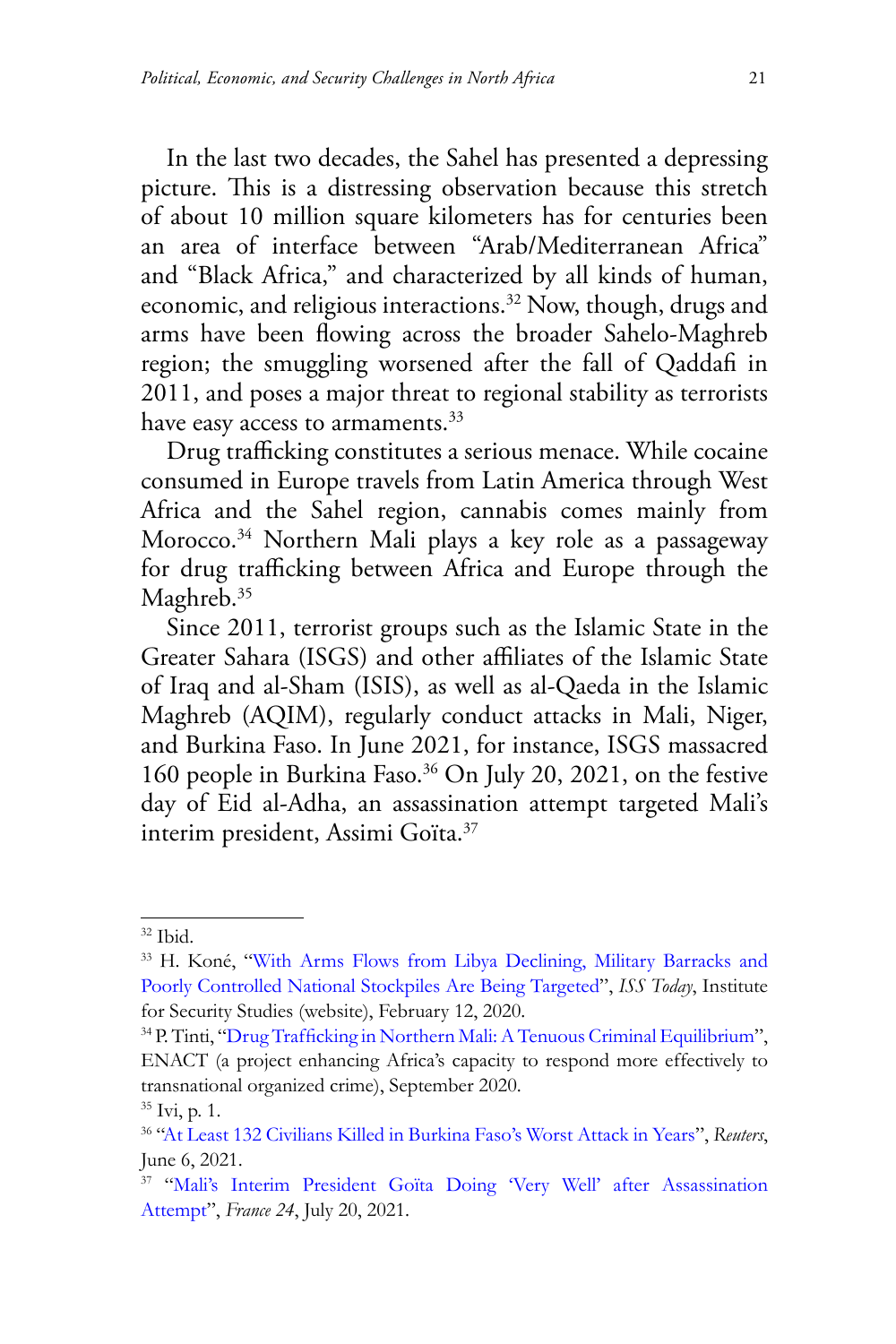In the last two decades, the Sahel has presented a depressing picture. This is a distressing observation because this stretch of about 10 million square kilometers has for centuries been an area of interface between "Arab/Mediterranean Africa" and "Black Africa," and characterized by all kinds of human, economic, and religious interactions.[32] Now, though, drugs and arms have been flowing across the broader Sahelo-Maghreb region; the smuggling worsened after the fall of Qaddafi in 2011, and poses a major threat to regional stability as terrorists have easy access to armaments.[33]

Drug trafficking constitutes a serious menace. While cocaine consumed in Europe travels from Latin America through West Africa and the Sahel region, cannabis comes mainly from Morocco.[34] Northern Mali plays a key role as a passageway for drug trafficking between Africa and Europe through the Maghreb.[35]

Since 2011, terrorist groups such as the Islamic State in the Greater Sahara (ISGS) and other affiliates of the Islamic State of Iraq and al-Sham (ISIS), as well as al-Qaeda in the Islamic Maghreb (AQIM), regularly conduct attacks in Mali, Niger, and Burkina Faso. In June 2021, for instance, ISGS massacred 160 people in Burkina Faso.[36] On July 20, 2021, on the festive day of Eid al-Adha, an assassination attempt targeted Mali's interim president, Assimi Goïta.[37]

---

[32] Ibid.

[33] H. Koné, "With Arms Flows from Libya Declining, Military Barracks and Poorly Controlled National Stockpiles Are Being Targeted", *ISS Today*, Institute for Security Studies (website), February 12, 2020.

[34] P. Tinti, "Drug Trafficking in Northern Mali: A Tenuous Criminal Equilibrium", ENACT (a project enhancing Africa's capacity to respond more effectively to transnational organized crime), September 2020.

[35] Ivi, p. 1.

[36] "At Least 132 Civilians Killed in Burkina Faso's Worst Attack in Years", *Reuters*, June 6, 2021.

[37] "Mali's Interim President Goïta Doing 'Very Well' after Assassination Attempt", *France 24*, July 20, 2021.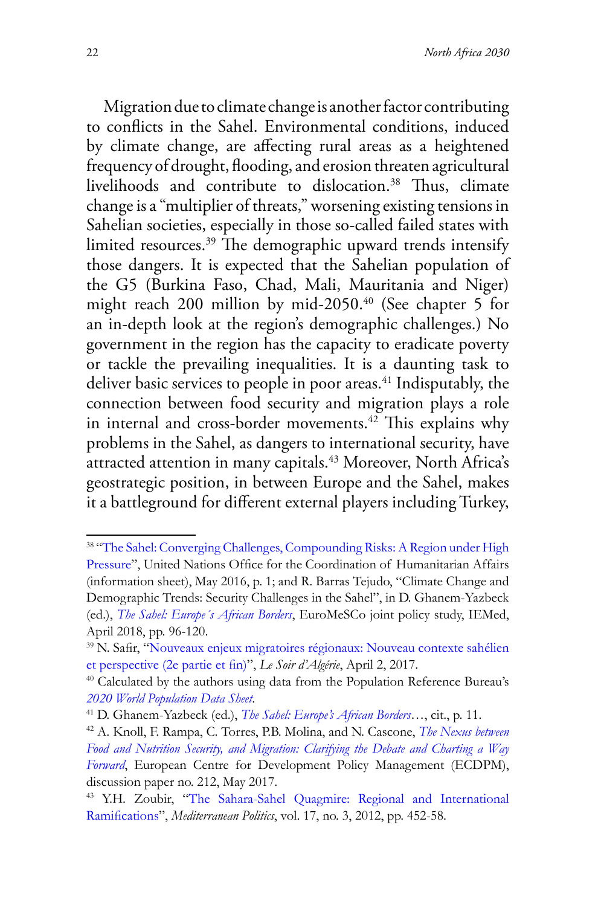Migration due to climate change is another factor contributing to conflicts in the Sahel. Environmental conditions, induced by climate change, are affecting rural areas as a heightened frequency of drought, flooding, and erosion threaten agricultural livelihoods and contribute to dislocation.[38] Thus, climate change is a "multiplier of threats," worsening existing tensions in Sahelian societies, especially in those so-called failed states with limited resources.[39] The demographic upward trends intensify those dangers. It is expected that the Sahelian population of the G5 (Burkina Faso, Chad, Mali, Mauritania and Niger) might reach 200 million by mid-2050.[40] (See chapter 5 for an in-depth look at the region's demographic challenges.) No government in the region has the capacity to eradicate poverty or tackle the prevailing inequalities. It is a daunting task to deliver basic services to people in poor areas.[41] Indisputably, the connection between food security and migration plays a role in internal and cross-border movements.[42] This explains why problems in the Sahel, as dangers to international security, have attracted attention in many capitals.[43] Moreover, North Africa's geostrategic position, in between Europe and the Sahel, makes it a battleground for different external players including Turkey,

---

[38] "The Sahel: Converging Challenges, Compounding Risks: A Region under High Pressure", United Nations Office for the Coordination of Humanitarian Affairs (information sheet), May 2016, p. 1; and R. Barras Tejudo, "Climate Change and Demographic Trends: Security Challenges in the Sahel", in D. Ghanem-Yazbeck (ed.), *The Sahel: Europe´s African Borders*, EuroMeSCo joint policy study, IEMed, April 2018, pp. 96-120.

[39] N. Safir, "Nouveaux enjeux migratoires régionaux: Nouveau contexte sahélien et perspective (2e partie et fin)", *Le Soir d'Algérie*, April 2, 2017.

[40] Calculated by the authors using data from the Population Reference Bureau's *2020 World Population Data Sheet*.

[41] D. Ghanem-Yazbeck (ed.), *The Sahel: Europe's African Borders*…, cit., p. 11.

[42] A. Knoll, F. Rampa, C. Torres, P.B. Molina, and N. Cascone, *The Nexus between Food and Nutrition Security, and Migration: Clarifying the Debate and Charting a Way Forward*, European Centre for Development Policy Management (ECDPM), discussion paper no. 212, May 2017.

[43] Y.H. Zoubir, "The Sahara-Sahel Quagmire: Regional and International Ramifications", *Mediterranean Politics*, vol. 17, no. 3, 2012, pp. 452-58.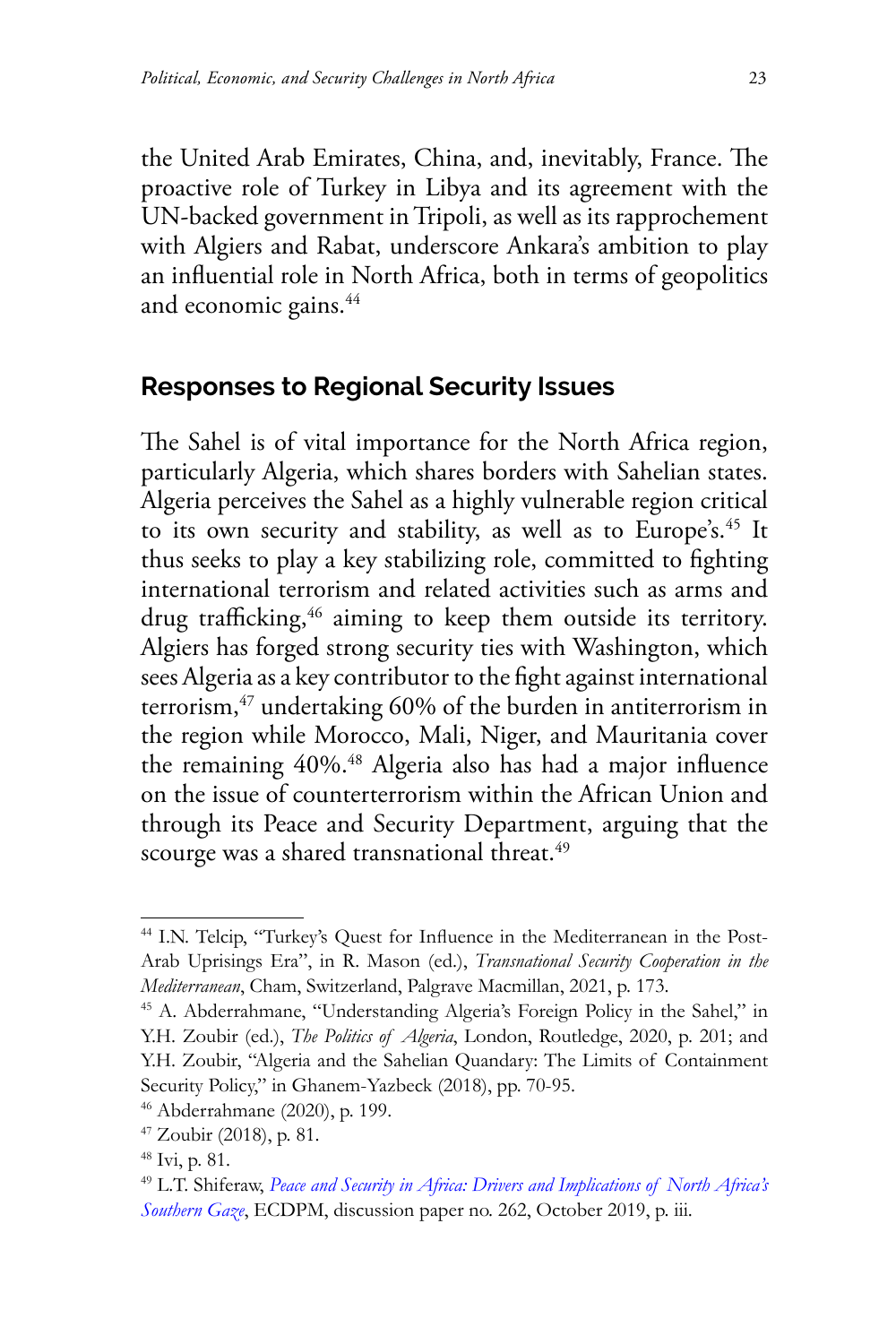the United Arab Emirates, China, and, inevitably, France. The proactive role of Turkey in Libya and its agreement with the UN-backed government in Tripoli, as well as its rapprochement with Algiers and Rabat, underscore Ankara's ambition to play an influential role in North Africa, both in terms of geopolitics and economic gains.[44]

## Responses to Regional Security Issues

The Sahel is of vital importance for the North Africa region, particularly Algeria, which shares borders with Sahelian states. Algeria perceives the Sahel as a highly vulnerable region critical to its own security and stability, as well as to Europe's.[45] It thus seeks to play a key stabilizing role, committed to fighting international terrorism and related activities such as arms and drug trafficking,[46] aiming to keep them outside its territory. Algiers has forged strong security ties with Washington, which sees Algeria as a key contributor to the fight against international terrorism,[47] undertaking 60% of the burden in antiterrorism in the region while Morocco, Mali, Niger, and Mauritania cover the remaining 40%.[48] Algeria also has had a major influence on the issue of counterterrorism within the African Union and through its Peace and Security Department, arguing that the scourge was a shared transnational threat.[49]

---

[44] I.N. Telcip, "Turkey's Quest for Influence in the Mediterranean in the Post-Arab Uprisings Era", in R. Mason (ed.), *Transnational Security Cooperation in the Mediterranean*, Cham, Switzerland, Palgrave Macmillan, 2021, p. 173.

[45] A. Abderrahmane, "Understanding Algeria's Foreign Policy in the Sahel," in Y.H. Zoubir (ed.), *The Politics of Algeria*, London, Routledge, 2020, p. 201; and Y.H. Zoubir, "Algeria and the Sahelian Quandary: The Limits of Containment Security Policy," in Ghanem-Yazbeck (2018), pp. 70-95.

[46] Abderrahmane (2020), p. 199.

[47] Zoubir (2018), p. 81.

[48] Ivi, p. 81.

[49] L.T. Shiferaw, *Peace and Security in Africa: Drivers and Implications of North Africa's Southern Gaze*, ECDPM, discussion paper no. 262, October 2019, p. iii.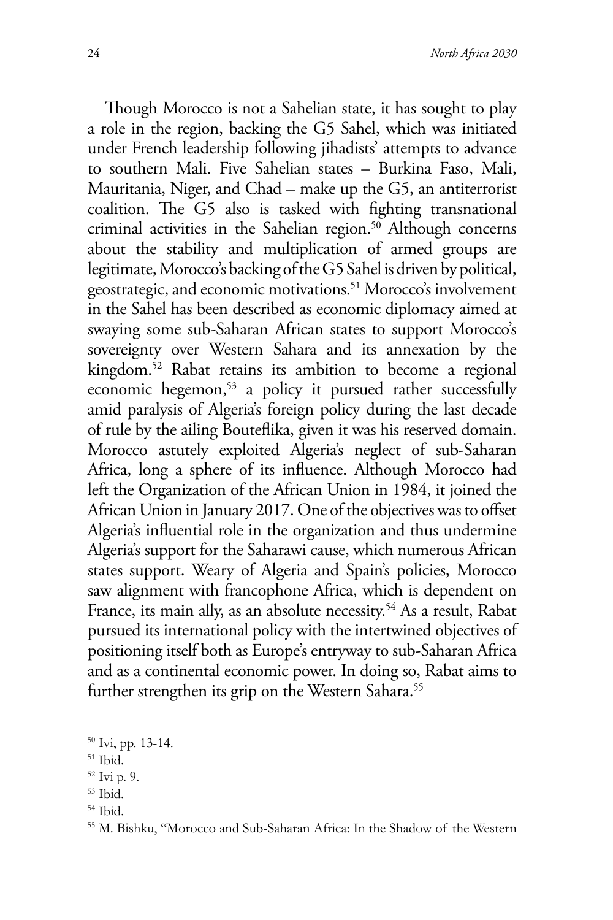Though Morocco is not a Sahelian state, it has sought to play a role in the region, backing the G5 Sahel, which was initiated under French leadership following jihadists' attempts to advance to southern Mali. Five Sahelian states – Burkina Faso, Mali, Mauritania, Niger, and Chad – make up the G5, an antiterrorist coalition. The G5 also is tasked with fighting transnational criminal activities in the Sahelian region.[50] Although concerns about the stability and multiplication of armed groups are legitimate, Morocco's backing of the G5 Sahel is driven by political, geostrategic, and economic motivations.[51] Morocco's involvement in the Sahel has been described as economic diplomacy aimed at swaying some sub-Saharan African states to support Morocco's sovereignty over Western Sahara and its annexation by the kingdom.[52] Rabat retains its ambition to become a regional economic hegemon,[53] a policy it pursued rather successfully amid paralysis of Algeria's foreign policy during the last decade of rule by the ailing Bouteflika, given it was his reserved domain. Morocco astutely exploited Algeria's neglect of sub-Saharan Africa, long a sphere of its influence. Although Morocco had left the Organization of the African Union in 1984, it joined the African Union in January 2017. One of the objectives was to offset Algeria's influential role in the organization and thus undermine Algeria's support for the Saharawi cause, which numerous African states support. Weary of Algeria and Spain's policies, Morocco saw alignment with francophone Africa, which is dependent on France, its main ally, as an absolute necessity.[54] As a result, Rabat pursued its international policy with the intertwined objectives of positioning itself both as Europe's entryway to sub-Saharan Africa and as a continental economic power. In doing so, Rabat aims to further strengthen its grip on the Western Sahara.[55]

---

[50] Ivi, pp. 13-14.

[51] Ibid.

[52] Ivi p. 9.

[53] Ibid.

[54] Ibid.

[55] M. Bishku, "Morocco and Sub-Saharan Africa: In the Shadow of the Western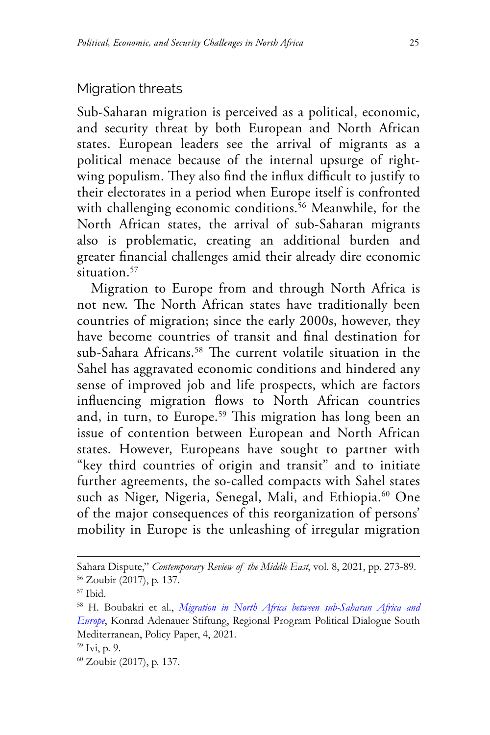## Migration threats

Sub-Saharan migration is perceived as a political, economic, and security threat by both European and North African states. European leaders see the arrival of migrants as a political menace because of the internal upsurge of right-wing populism. They also find the influx difficult to justify to their electorates in a period when Europe itself is confronted with challenging economic conditions.[56] Meanwhile, for the North African states, the arrival of sub-Saharan migrants also is problematic, creating an additional burden and greater financial challenges amid their already dire economic situation.[57]

Migration to Europe from and through North Africa is not new. The North African states have traditionally been countries of migration; since the early 2000s, however, they have become countries of transit and final destination for sub-Sahara Africans.[58] The current volatile situation in the Sahel has aggravated economic conditions and hindered any sense of improved job and life prospects, which are factors influencing migration flows to North African countries and, in turn, to Europe.[59] This migration has long been an issue of contention between European and North African states. However, Europeans have sought to partner with "key third countries of origin and transit" and to initiate further agreements, the so-called compacts with Sahel states such as Niger, Nigeria, Senegal, Mali, and Ethiopia.[60] One of the major consequences of this reorganization of persons' mobility in Europe is the unleashing of irregular migration

---

Sahara Dispute," *Contemporary Review of the Middle East*, vol. 8, 2021, pp. 273-89.

[56] Zoubir (2017), p. 137.

[57] Ibid.

[58] H. Boubakri et al., *Migration in North Africa between sub-Saharan Africa and Europe*, Konrad Adenauer Stiftung, Regional Program Political Dialogue South Mediterranean, Policy Paper, 4, 2021.

[59] Ivi, p. 9.

[60] Zoubir (2017), p. 137.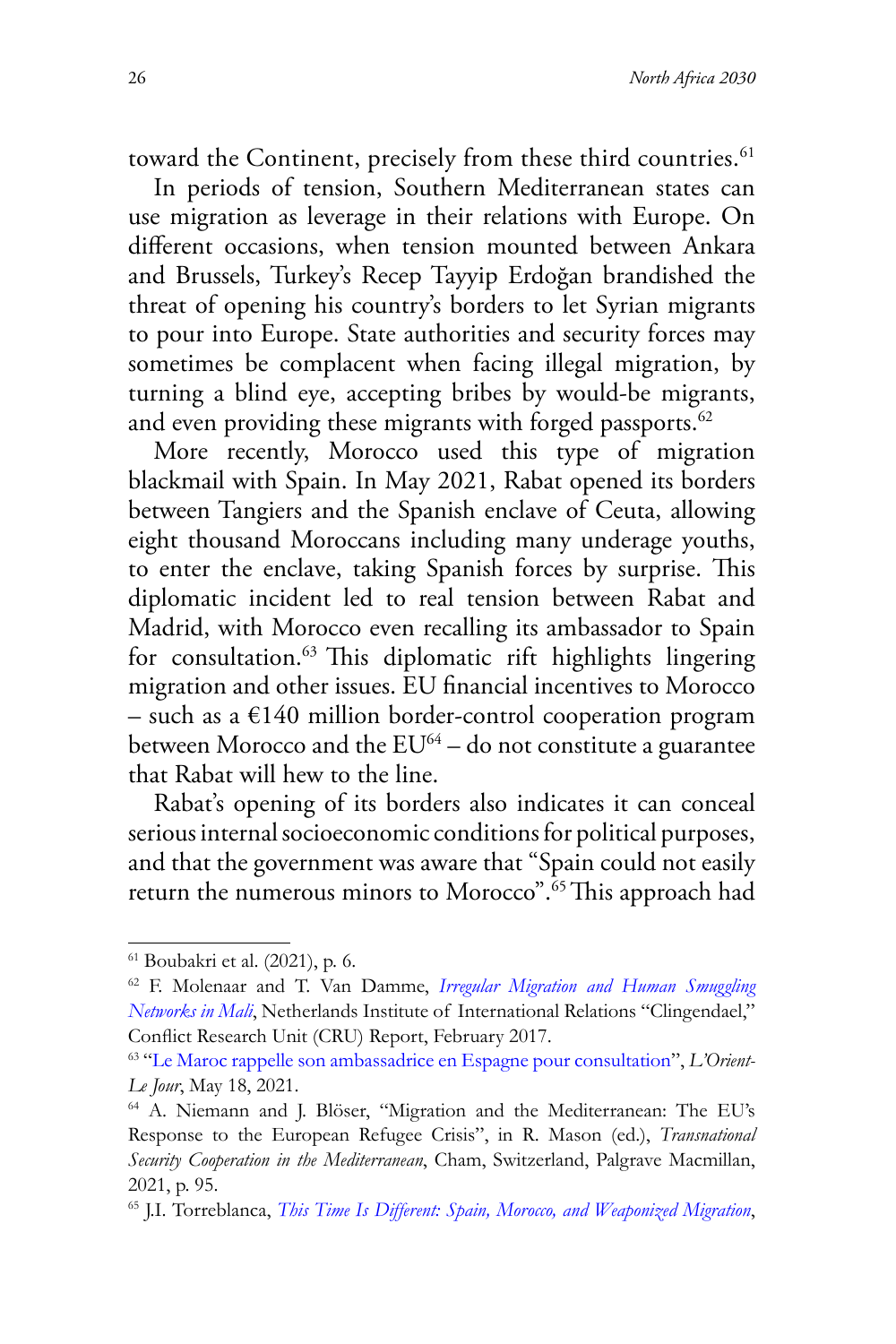toward the Continent, precisely from these third countries.[61]

In periods of tension, Southern Mediterranean states can use migration as leverage in their relations with Europe. On different occasions, when tension mounted between Ankara and Brussels, Turkey's Recep Tayyip Erdoğan brandished the threat of opening his country's borders to let Syrian migrants to pour into Europe. State authorities and security forces may sometimes be complacent when facing illegal migration, by turning a blind eye, accepting bribes by would-be migrants, and even providing these migrants with forged passports.[62]

More recently, Morocco used this type of migration blackmail with Spain. In May 2021, Rabat opened its borders between Tangiers and the Spanish enclave of Ceuta, allowing eight thousand Moroccans including many underage youths, to enter the enclave, taking Spanish forces by surprise. This diplomatic incident led to real tension between Rabat and Madrid, with Morocco even recalling its ambassador to Spain for consultation.[63] This diplomatic rift highlights lingering migration and other issues. EU financial incentives to Morocco – such as a €140 million border-control cooperation program between Morocco and the EU[64] – do not constitute a guarantee that Rabat will hew to the line.

Rabat's opening of its borders also indicates it can conceal serious internal socioeconomic conditions for political purposes, and that the government was aware that "Spain could not easily return the numerous minors to Morocco".[65] This approach had

---

[61] Boubakri et al. (2021), p. 6.

[62] F. Molenaar and T. Van Damme, *Irregular Migration and Human Smuggling Networks in Mali*, Netherlands Institute of International Relations "Clingendael," Conflict Research Unit (CRU) Report, February 2017.

[63] "Le Maroc rappelle son ambassadrice en Espagne pour consultation", *L'Orient-Le Jour*, May 18, 2021.

[64] A. Niemann and J. Blöser, "Migration and the Mediterranean: The EU's Response to the European Refugee Crisis", in R. Mason (ed.), *Transnational Security Cooperation in the Mediterranean*, Cham, Switzerland, Palgrave Macmillan, 2021, p. 95.

[65] J.I. Torreblanca, *This Time Is Different: Spain, Morocco, and Weaponized Migration*,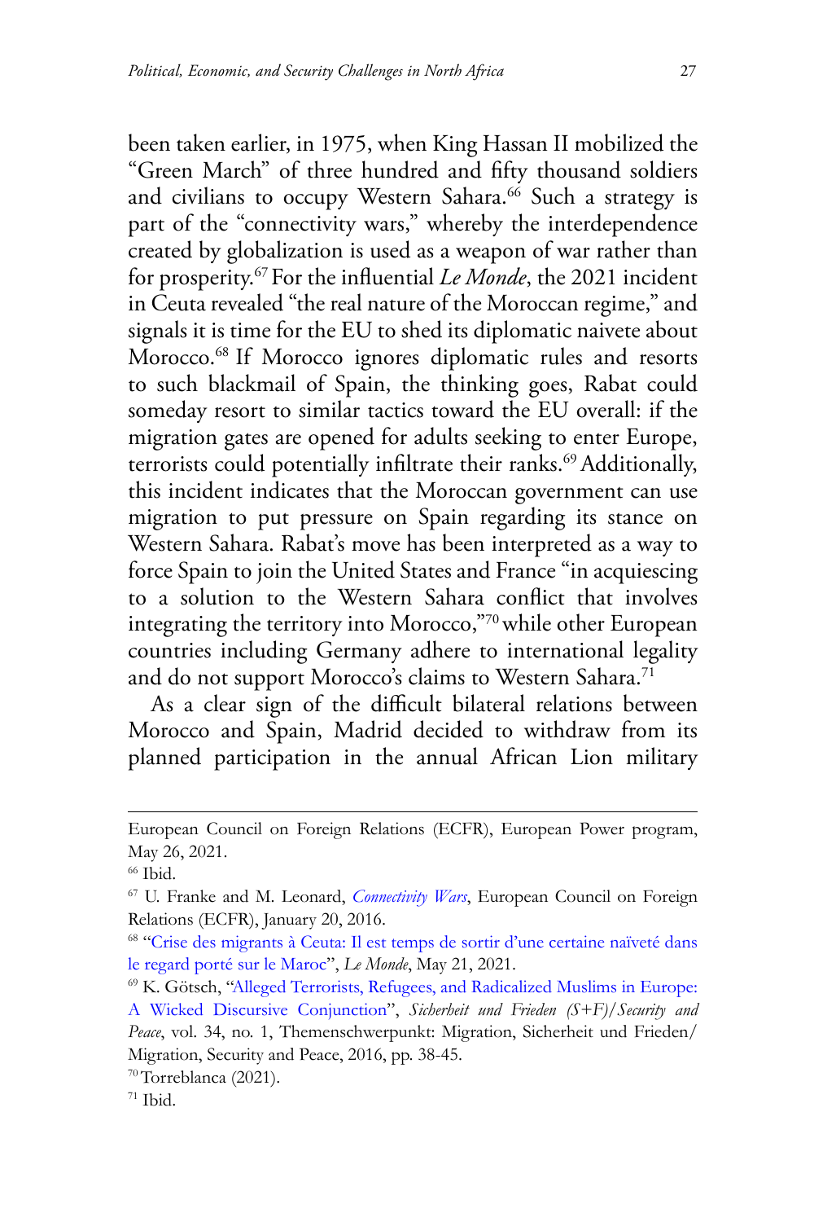been taken earlier, in 1975, when King Hassan II mobilized the "Green March" of three hundred and fifty thousand soldiers and civilians to occupy Western Sahara.[66] Such a strategy is part of the "connectivity wars," whereby the interdependence created by globalization is used as a weapon of war rather than for prosperity.[67] For the influential *Le Monde*, the 2021 incident in Ceuta revealed "the real nature of the Moroccan regime," and signals it is time for the EU to shed its diplomatic naivete about Morocco.[68] If Morocco ignores diplomatic rules and resorts to such blackmail of Spain, the thinking goes, Rabat could someday resort to similar tactics toward the EU overall: if the migration gates are opened for adults seeking to enter Europe, terrorists could potentially infiltrate their ranks.[69] Additionally, this incident indicates that the Moroccan government can use migration to put pressure on Spain regarding its stance on Western Sahara. Rabat's move has been interpreted as a way to force Spain to join the United States and France "in acquiescing to a solution to the Western Sahara conflict that involves integrating the territory into Morocco,"[70] while other European countries including Germany adhere to international legality and do not support Morocco's claims to Western Sahara.[71]

As a clear sign of the difficult bilateral relations between Morocco and Spain, Madrid decided to withdraw from its planned participation in the annual African Lion military

---

European Council on Foreign Relations (ECFR), European Power program, May 26, 2021.

[66] Ibid.

[67] U. Franke and M. Leonard, *Connectivity Wars*, European Council on Foreign Relations (ECFR), January 20, 2016.

[68] "Crise des migrants à Ceuta: Il est temps de sortir d'une certaine naïveté dans le regard porté sur le Maroc", *Le Monde*, May 21, 2021.

[69] K. Götsch, "Alleged Terrorists, Refugees, and Radicalized Muslims in Europe: A Wicked Discursive Conjunction", *Sicherheit und Frieden (S+F)/Security and Peace*, vol. 34, no. 1, Themenschwerpunkt: Migration, Sicherheit und Frieden/ Migration, Security and Peace, 2016, pp. 38-45.

[70] Torreblanca (2021).

[71] Ibid.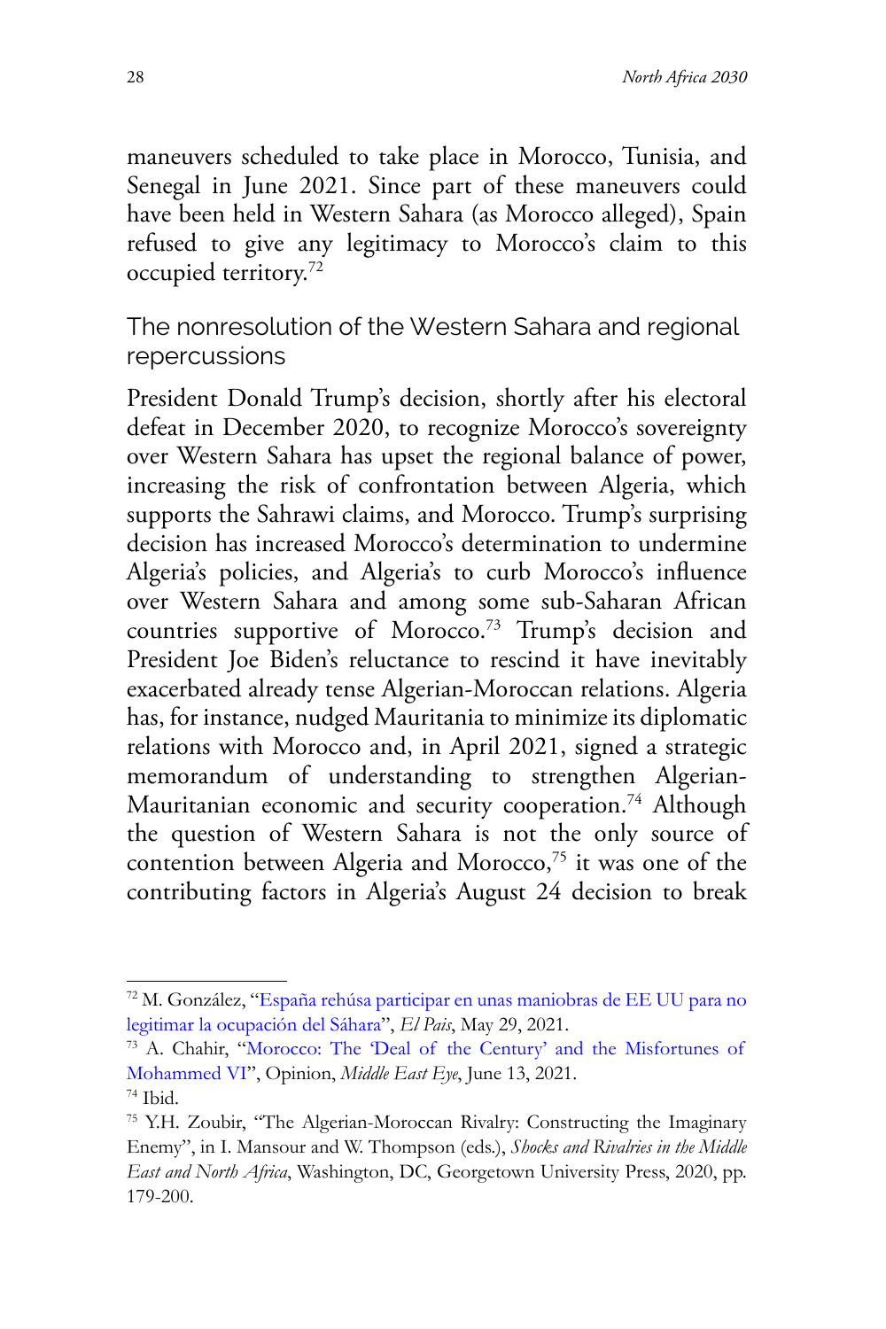maneuvers scheduled to take place in Morocco, Tunisia, and Senegal in June 2021. Since part of these maneuvers could have been held in Western Sahara (as Morocco alleged), Spain refused to give any legitimacy to Morocco's claim to this occupied territory.[72]

## The nonresolution of the Western Sahara and regional repercussions

President Donald Trump's decision, shortly after his electoral defeat in December 2020, to recognize Morocco's sovereignty over Western Sahara has upset the regional balance of power, increasing the risk of confrontation between Algeria, which supports the Sahrawi claims, and Morocco. Trump's surprising decision has increased Morocco's determination to undermine Algeria's policies, and Algeria's to curb Morocco's influence over Western Sahara and among some sub-Saharan African countries supportive of Morocco.[73] Trump's decision and President Joe Biden's reluctance to rescind it have inevitably exacerbated already tense Algerian-Moroccan relations. Algeria has, for instance, nudged Mauritania to minimize its diplomatic relations with Morocco and, in April 2021, signed a strategic memorandum of understanding to strengthen Algerian-Mauritanian economic and security cooperation.[74] Although the question of Western Sahara is not the only source of contention between Algeria and Morocco,[75] it was one of the contributing factors in Algeria's August 24 decision to break

---

[72] M. González, "España rehúsa participar en unas maniobras de EE UU para no legitimar la ocupación del Sáhara", *El Pais*, May 29, 2021.

[73] A. Chahir, "Morocco: The 'Deal of the Century' and the Misfortunes of Mohammed VI", Opinion, *Middle East Eye*, June 13, 2021.

[74] Ibid.

[75] Y.H. Zoubir, "The Algerian-Moroccan Rivalry: Constructing the Imaginary Enemy", in I. Mansour and W. Thompson (eds.), *Shocks and Rivalries in the Middle East and North Africa*, Washington, DC, Georgetown University Press, 2020, pp. 179-200.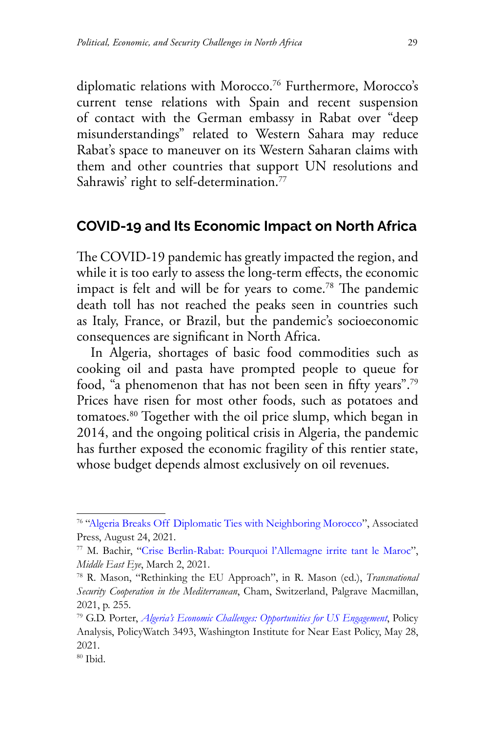diplomatic relations with Morocco.[76] Furthermore, Morocco's current tense relations with Spain and recent suspension of contact with the German embassy in Rabat over "deep misunderstandings" related to Western Sahara may reduce Rabat's space to maneuver on its Western Saharan claims with them and other countries that support UN resolutions and Sahrawis' right to self-determination.[77]

## COVID-19 and Its Economic Impact on North Africa

The COVID-19 pandemic has greatly impacted the region, and while it is too early to assess the long-term effects, the economic impact is felt and will be for years to come.[78] The pandemic death toll has not reached the peaks seen in countries such as Italy, France, or Brazil, but the pandemic's socioeconomic consequences are significant in North Africa.

In Algeria, shortages of basic food commodities such as cooking oil and pasta have prompted people to queue for food, "a phenomenon that has not been seen in fifty years".[79] Prices have risen for most other foods, such as potatoes and tomatoes.[80] Together with the oil price slump, which began in 2014, and the ongoing political crisis in Algeria, the pandemic has further exposed the economic fragility of this rentier state, whose budget depends almost exclusively on oil revenues.

---

[76] "Algeria Breaks Off Diplomatic Ties with Neighboring Morocco", Associated Press, August 24, 2021.

[77] M. Bachir, "Crise Berlin-Rabat: Pourquoi l'Allemagne irrite tant le Maroc", *Middle East Eye*, March 2, 2021.

[78] R. Mason, "Rethinking the EU Approach", in R. Mason (ed.), *Transnational Security Cooperation in the Mediterranean*, Cham, Switzerland, Palgrave Macmillan, 2021, p. 255.

[79] G.D. Porter, *Algeria's Economic Challenges: Opportunities for US Engagement*, Policy Analysis, PolicyWatch 3493, Washington Institute for Near East Policy, May 28, 2021.

[80] Ibid.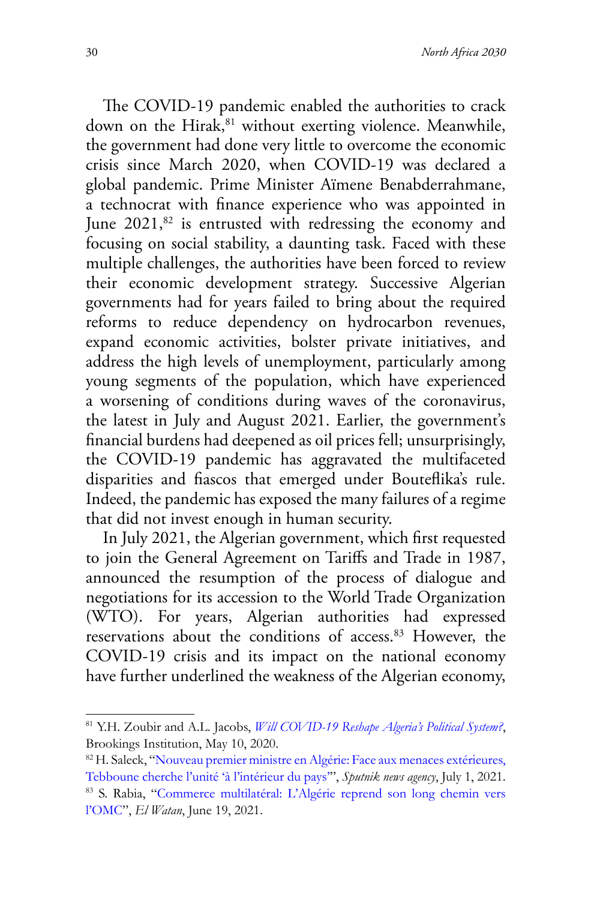The COVID-19 pandemic enabled the authorities to crack down on the Hirak,[81] without exerting violence. Meanwhile, the government had done very little to overcome the economic crisis since March 2020, when COVID-19 was declared a global pandemic. Prime Minister Aïmene Benabderrahmane, a technocrat with finance experience who was appointed in June 2021,[82] is entrusted with redressing the economy and focusing on social stability, a daunting task. Faced with these multiple challenges, the authorities have been forced to review their economic development strategy. Successive Algerian governments had for years failed to bring about the required reforms to reduce dependency on hydrocarbon revenues, expand economic activities, bolster private initiatives, and address the high levels of unemployment, particularly among young segments of the population, which have experienced a worsening of conditions during waves of the coronavirus, the latest in July and August 2021. Earlier, the government's financial burdens had deepened as oil prices fell; unsurprisingly, the COVID-19 pandemic has aggravated the multifaceted disparities and fiascos that emerged under Bouteflika's rule. Indeed, the pandemic has exposed the many failures of a regime that did not invest enough in human security.

In July 2021, the Algerian government, which first requested to join the General Agreement on Tariffs and Trade in 1987, announced the resumption of the process of dialogue and negotiations for its accession to the World Trade Organization (WTO). For years, Algerian authorities had expressed reservations about the conditions of access.[83] However, the COVID-19 crisis and its impact on the national economy have further underlined the weakness of the Algerian economy,

---

[81] Y.H. Zoubir and A.L. Jacobs, *Will COVID-19 Reshape Algeria's Political System?*, Brookings Institution, May 10, 2020.

[82] H. Saleck, "Nouveau premier ministre en Algérie: Face aux menaces extérieures, Tebboune cherche l'unité 'à l'intérieur du pays'", *Sputnik news agency*, July 1, 2021.

[83] S. Rabia, "Commerce multilatéral: L'Algérie reprend son long chemin vers l'OMC", *El Watan*, June 19, 2021.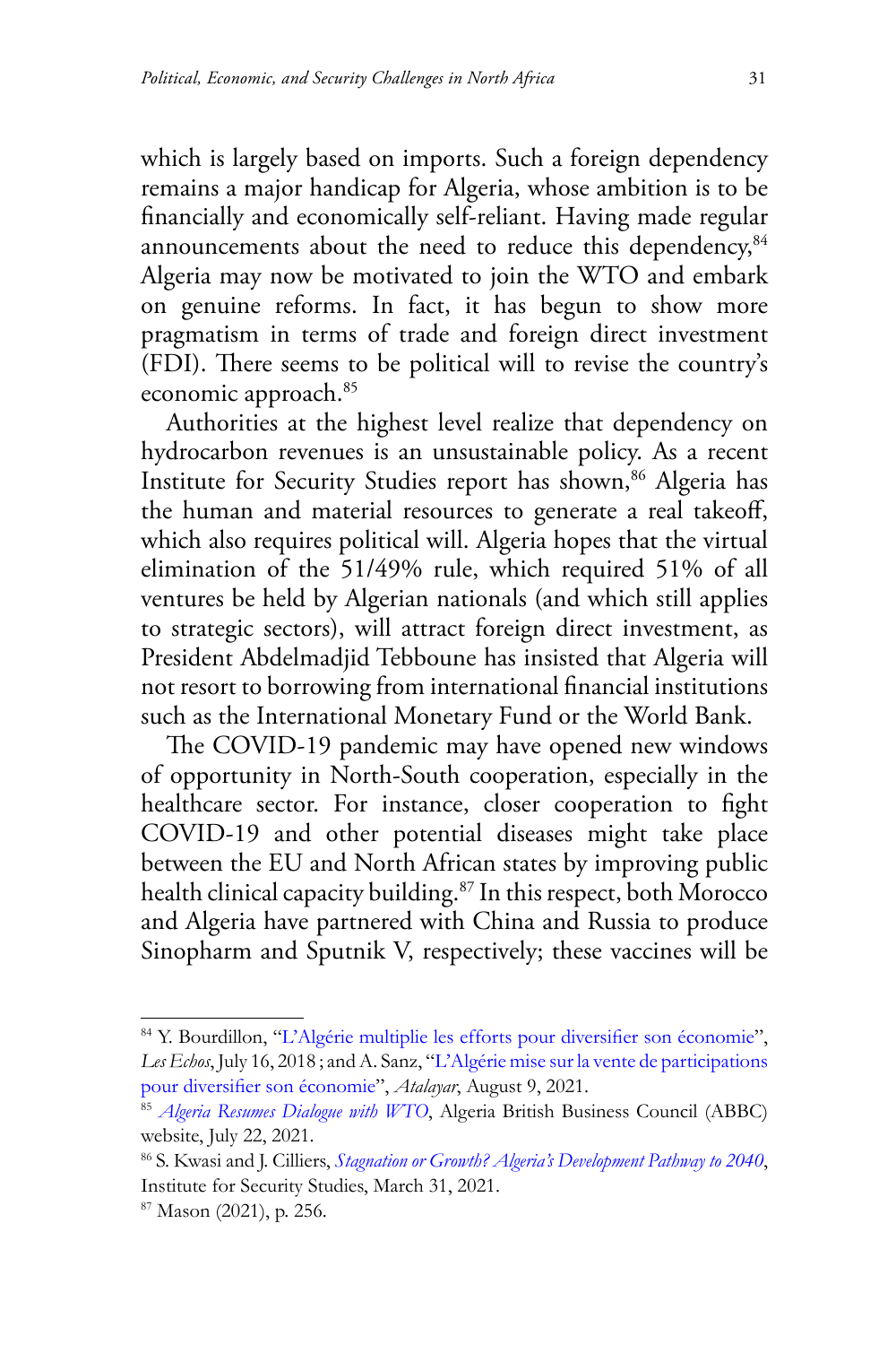which is largely based on imports. Such a foreign dependency remains a major handicap for Algeria, whose ambition is to be financially and economically self-reliant. Having made regular announcements about the need to reduce this dependency,[84] Algeria may now be motivated to join the WTO and embark on genuine reforms. In fact, it has begun to show more pragmatism in terms of trade and foreign direct investment (FDI). There seems to be political will to revise the country's economic approach.[85]

Authorities at the highest level realize that dependency on hydrocarbon revenues is an unsustainable policy. As a recent Institute for Security Studies report has shown,[86] Algeria has the human and material resources to generate a real takeoff, which also requires political will. Algeria hopes that the virtual elimination of the 51/49% rule, which required 51% of all ventures be held by Algerian nationals (and which still applies to strategic sectors), will attract foreign direct investment, as President Abdelmadjid Tebboune has insisted that Algeria will not resort to borrowing from international financial institutions such as the International Monetary Fund or the World Bank.

The COVID-19 pandemic may have opened new windows of opportunity in North-South cooperation, especially in the healthcare sector. For instance, closer cooperation to fight COVID-19 and other potential diseases might take place between the EU and North African states by improving public health clinical capacity building.[87] In this respect, both Morocco and Algeria have partnered with China and Russia to produce Sinopharm and Sputnik V, respectively; these vaccines will be

---

[84] Y. Bourdillon, "L'Algérie multiplie les efforts pour diversifier son économie", *Les Echos*, July 16, 2018 ; and A. Sanz, "L'Algérie mise sur la vente de participations pour diversifier son économie", *Atalayar*, August 9, 2021.

[85] *Algeria Resumes Dialogue with WTO*, Algeria British Business Council (ABBC) website, July 22, 2021.

[86] S. Kwasi and J. Cilliers, *Stagnation or Growth? Algeria's Development Pathway to 2040*, Institute for Security Studies, March 31, 2021.

[87] Mason (2021), p. 256.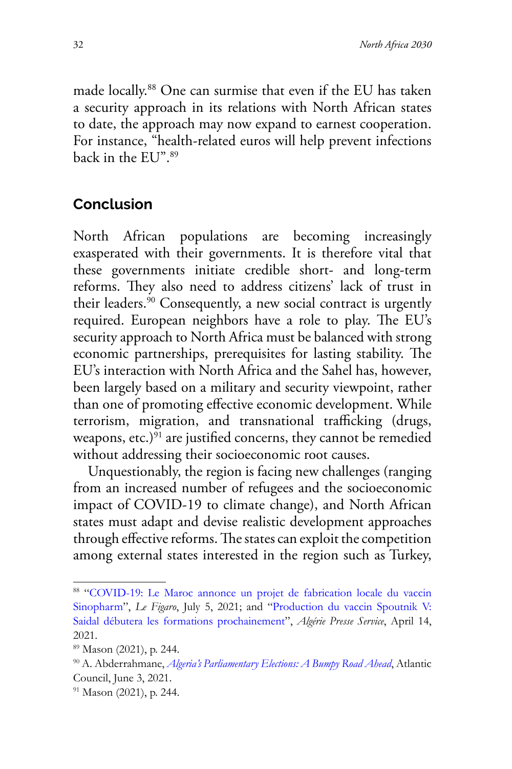made locally.[88] One can surmise that even if the EU has taken a security approach in its relations with North African states to date, the approach may now expand to earnest cooperation. For instance, "health-related euros will help prevent infections back in the EU".[89]

## Conclusion

North African populations are becoming increasingly exasperated with their governments. It is therefore vital that these governments initiate credible short- and long-term reforms. They also need to address citizens' lack of trust in their leaders.[90] Consequently, a new social contract is urgently required. European neighbors have a role to play. The EU's security approach to North Africa must be balanced with strong economic partnerships, prerequisites for lasting stability. The EU's interaction with North Africa and the Sahel has, however, been largely based on a military and security viewpoint, rather than one of promoting effective economic development. While terrorism, migration, and transnational trafficking (drugs, weapons, etc.)[91] are justified concerns, they cannot be remedied without addressing their socioeconomic root causes.

Unquestionably, the region is facing new challenges (ranging from an increased number of refugees and the socioeconomic impact of COVID-19 to climate change), and North African states must adapt and devise realistic development approaches through effective reforms. The states can exploit the competition among external states interested in the region such as Turkey,

---

[88] "COVID-19: Le Maroc annonce un projet de fabrication locale du vaccin Sinopharm", *Le Figaro*, July 5, 2021; and "Production du vaccin Spoutnik V: Saidal débutera les formations prochainement", *Algérie Presse Service*, April 14, 2021.

[89] Mason (2021), p. 244.

[90] A. Abderrahmane, *Algeria's Parliamentary Elections: A Bumpy Road Ahead*, Atlantic Council, June 3, 2021.

[91] Mason (2021), p. 244.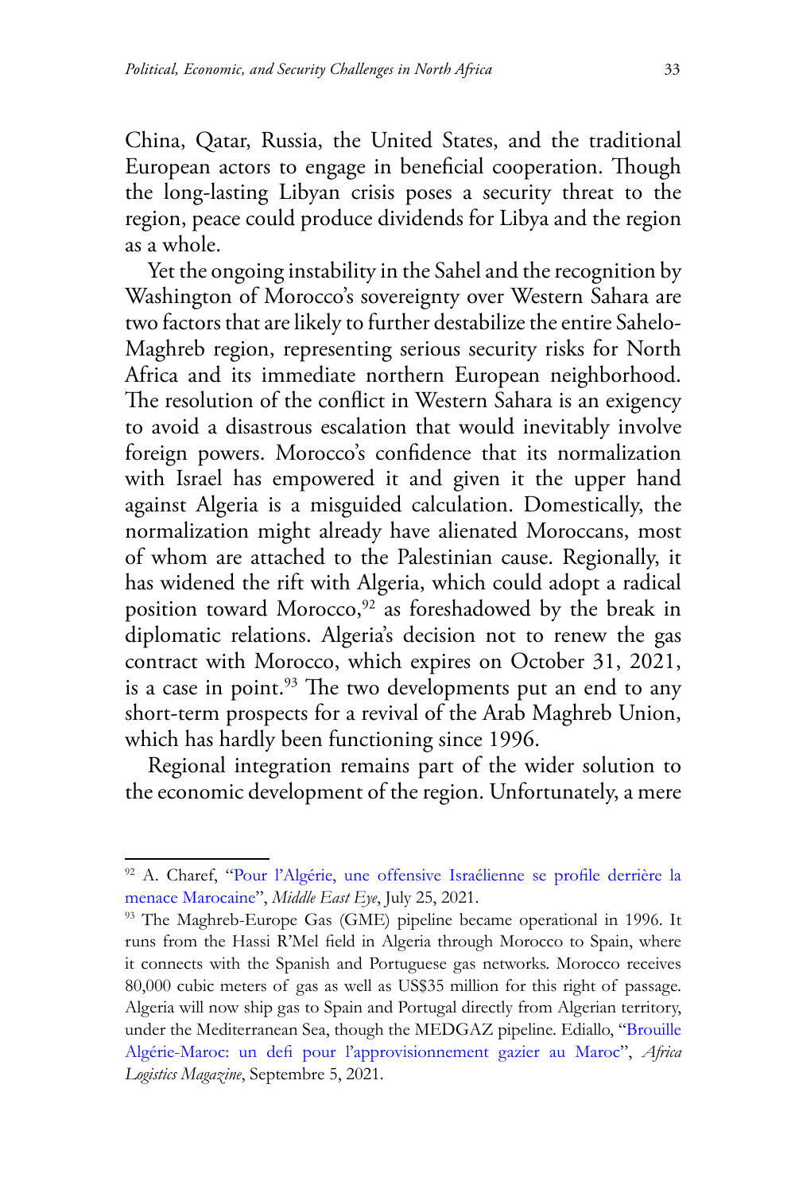China, Qatar, Russia, the United States, and the traditional European actors to engage in beneficial cooperation. Though the long-lasting Libyan crisis poses a security threat to the region, peace could produce dividends for Libya and the region as a whole.

Yet the ongoing instability in the Sahel and the recognition by Washington of Morocco's sovereignty over Western Sahara are two factors that are likely to further destabilize the entire Sahelo-Maghreb region, representing serious security risks for North Africa and its immediate northern European neighborhood. The resolution of the conflict in Western Sahara is an exigency to avoid a disastrous escalation that would inevitably involve foreign powers. Morocco's confidence that its normalization with Israel has empowered it and given it the upper hand against Algeria is a misguided calculation. Domestically, the normalization might already have alienated Moroccans, most of whom are attached to the Palestinian cause. Regionally, it has widened the rift with Algeria, which could adopt a radical position toward Morocco,[92] as foreshadowed by the break in diplomatic relations. Algeria's decision not to renew the gas contract with Morocco, which expires on October 31, 2021, is a case in point.[93] The two developments put an end to any short-term prospects for a revival of the Arab Maghreb Union, which has hardly been functioning since 1996.

Regional integration remains part of the wider solution to the economic development of the region. Unfortunately, a mere

---

[92] A. Charef, "Pour l'Algérie, une offensive Israélienne se profile derrière la menace Marocaine", *Middle East Eye*, July 25, 2021.

[93] The Maghreb-Europe Gas (GME) pipeline became operational in 1996. It runs from the Hassi R'Mel field in Algeria through Morocco to Spain, where it connects with the Spanish and Portuguese gas networks. Morocco receives 80,000 cubic meters of gas as well as US$35 million for this right of passage. Algeria will now ship gas to Spain and Portugal directly from Algerian territory, under the Mediterranean Sea, though the MEDGAZ pipeline. Ediallo, "Brouille Algérie-Maroc: un defi pour l'approvisionnement gazier au Maroc", *Africa Logistics Magazine*, Septembre 5, 2021.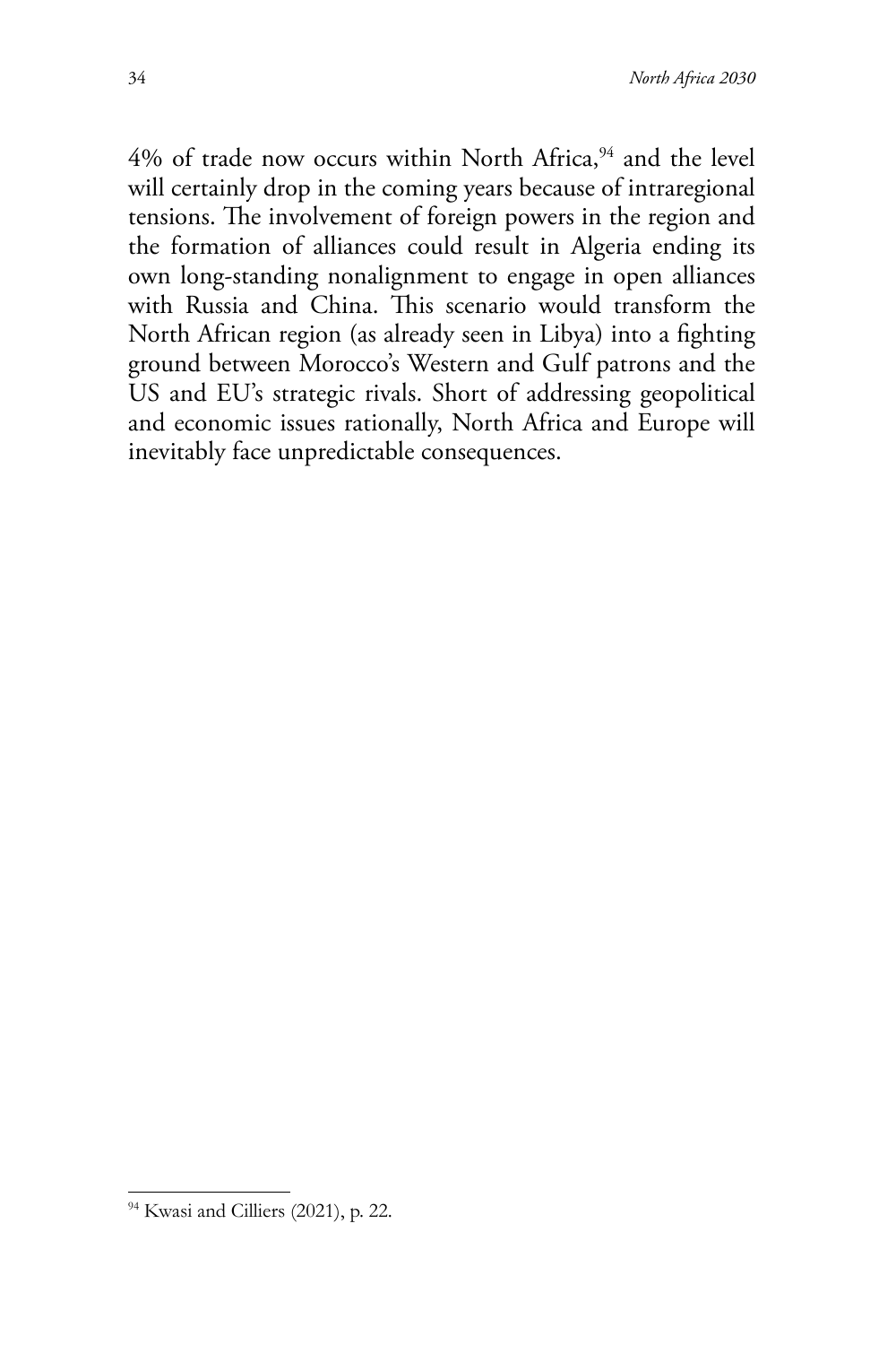4% of trade now occurs within North Africa,[94] and the level will certainly drop in the coming years because of intraregional tensions. The involvement of foreign powers in the region and the formation of alliances could result in Algeria ending its own long-standing nonalignment to engage in open alliances with Russia and China. This scenario would transform the North African region (as already seen in Libya) into a fighting ground between Morocco's Western and Gulf patrons and the US and EU's strategic rivals. Short of addressing geopolitical and economic issues rationally, North Africa and Europe will inevitably face unpredictable consequences.

---

[94] Kwasi and Cilliers (2021), p. 22.